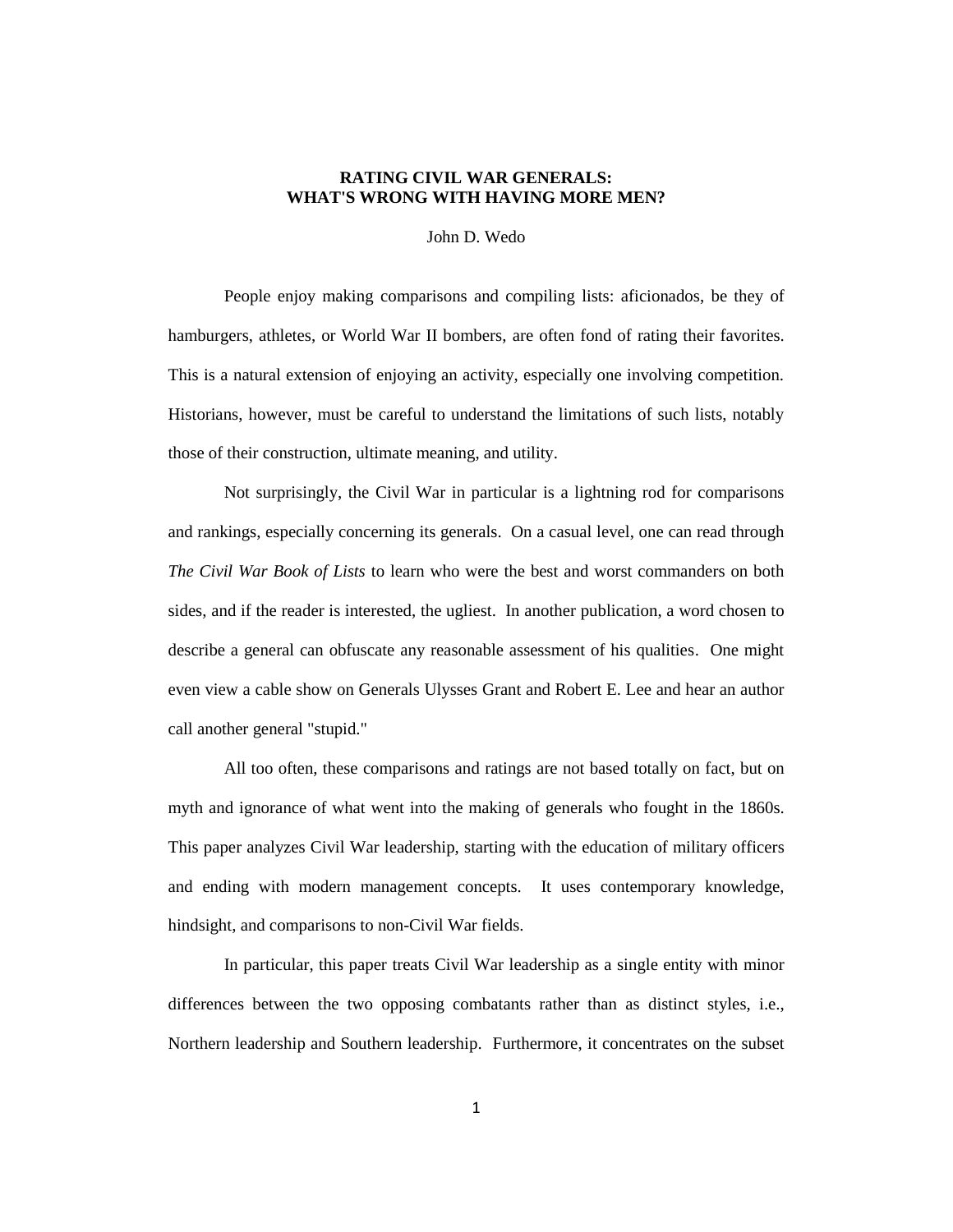# RATING CIVIL WAR GENERALS: WHAT'S WRONG WITH HAVING MORE MEN?

John D. Wedo

People enjoy making comparisons and compiling lists: aficionados, be they of hamburgers, athletes, or World War II bombers, are often fond of rating their favorites. This is a natural extension of enjoying an activity, especially one involving competition. Historians, however, must be careful to understand the limitations of such lists, notably those of their construction, ultimate meaning, and utility.

Not surprisingly, the Civil War in particular is a lightning rod for comparisons and rankings, especially concerning its generals. On a casual level, one can read through *The Civil War Book of Lists* to learn who were the best and worst commanders on both sides, and if the reader is interested, the ugliest. In another publication, a word chosen to describe a general can obfuscate any reasonable assessment of his qualities. One might even view a cable show on Generals Ulysses Grant and Robert E. Lee and hear an author call another general "stupid."

All too often, these comparisons and ratings are not based totally on fact, but on myth and ignorance of what went into the making of generals who fought in the 1860s. This paper analyzes Civil War leadership, starting with the education of military officers and ending with modern management concepts. It uses contemporary knowledge, hindsight, and comparisons to non-Civil War fields.

In particular, this paper treats Civil War leadership as a single entity with minor differences between the two opposing combatants rather than as distinct styles, i.e., Northern leadership and Southern leadership. Furthermore, it concentrates on the subset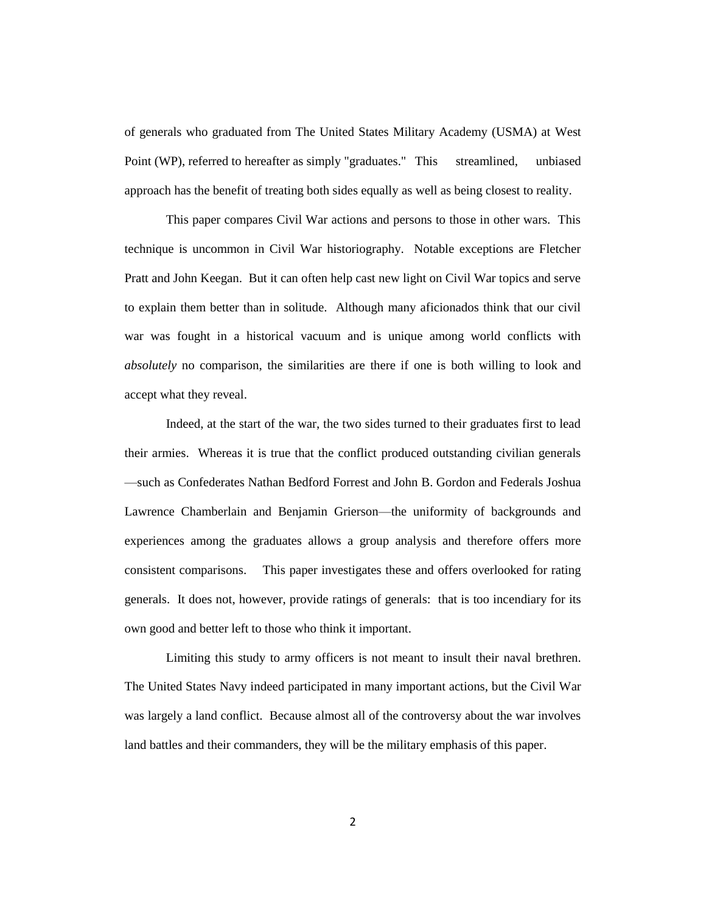of generals who graduated from The United States Military Academy (USMA) at West Point (WP), referred to hereafter as simply "graduates." This streamlined, unbiased approach has the benefit of treating both sides equally as well as being closest to reality.

This paper compares Civil War actions and persons to those in other wars. This technique is uncommon in Civil War historiography. Notable exceptions are Fletcher Pratt and John Keegan. But it can often help cast new light on Civil War topics and serve to explain them better than in solitude. Although many aficionados think that our civil war was fought in a historical vacuum and is unique among world conflicts with *absolutely* no comparison, the similarities are there if one is both willing to look and accept what they reveal.

Indeed, at the start of the war, the two sides turned to their graduates first to lead their armies. Whereas it is true that the conflict produced outstanding civilian generals—such as Confederates Nathan Bedford Forrest and John B. Gordon and Federals Joshua Lawrence Chamberlain and Benjamin Grierson—the uniformity of backgrounds and experiences among the graduates allows a group analysis and therefore offers more consistent comparisons. This paper investigates these and offers overlooked for rating generals. It does not, however, provide ratings of generals: that is too incendiary for its own good and better left to those who think it important.

Limiting this study to army officers is not meant to insult their naval brethren. The United States Navy indeed participated in many important actions, but the Civil War was largely a land conflict. Because almost all of the controversy about the war involves land battles and their commanders, they will be the military emphasis of this paper.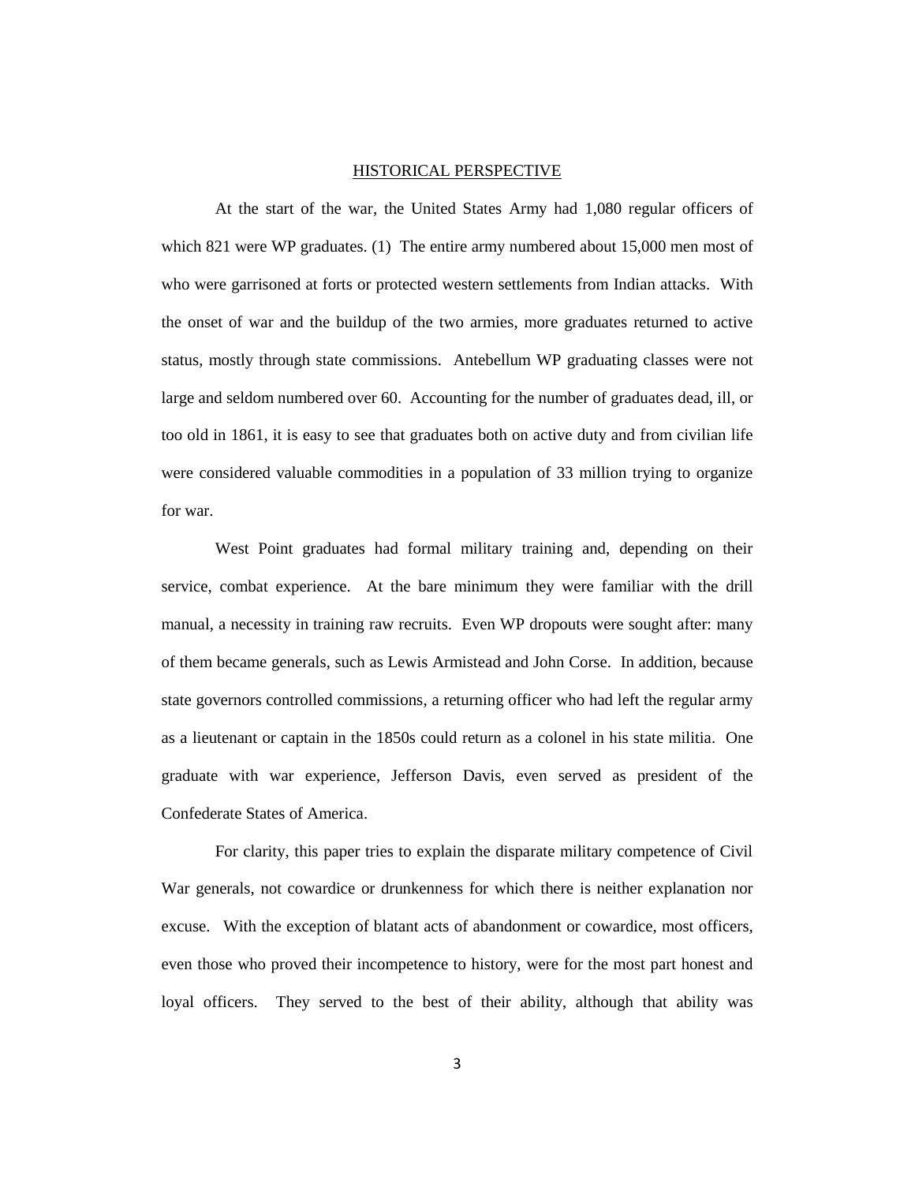## HISTORICAL PERSPECTIVE

At the start of the war, the United States Army had 1,080 regular officers of which 821 were WP graduates. (1) The entire army numbered about 15,000 men most of who were garrisoned at forts or protected western settlements from Indian attacks. With the onset of war and the buildup of the two armies, more graduates returned to active status, mostly through state commissions. Antebellum WP graduating classes were not large and seldom numbered over 60. Accounting for the number of graduates dead, ill, or too old in 1861, it is easy to see that graduates both on active duty and from civilian life were considered valuable commodities in a population of 33 million trying to organize for war.

West Point graduates had formal military training and, depending on their service, combat experience. At the bare minimum they were familiar with the drill manual, a necessity in training raw recruits. Even WP dropouts were sought after: many of them became generals, such as Lewis Armistead and John Corse. In addition, because state governors controlled commissions, a returning officer who had left the regular army as a lieutenant or captain in the 1850s could return as a colonel in his state militia. One graduate with war experience, Jefferson Davis, even served as president of the Confederate States of America.

For clarity, this paper tries to explain the disparate military competence of Civil War generals, not cowardice or drunkenness for which there is neither explanation nor excuse. With the exception of blatant acts of abandonment or cowardice, most officers, even those who proved their incompetence to history, were for the most part honest and loyal officers. They served to the best of their ability, although that ability was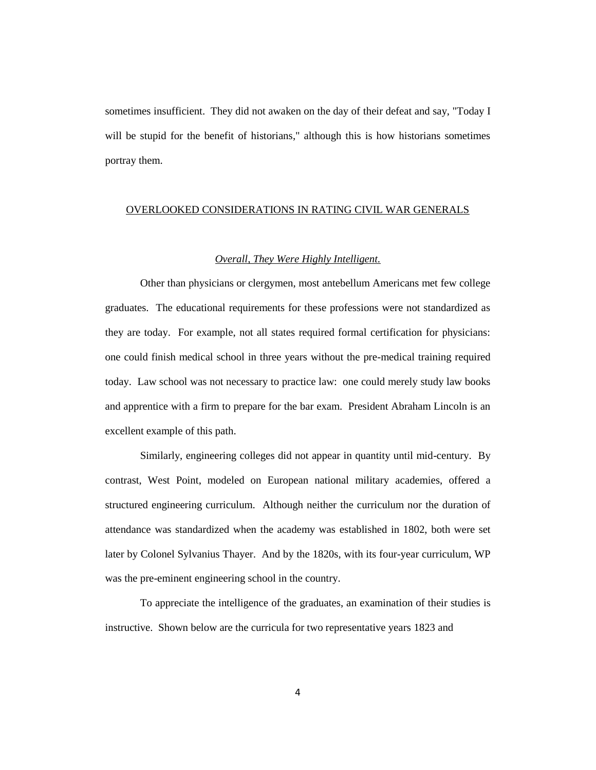sometimes insufficient. They did not awaken on the day of their defeat and say, "Today I will be stupid for the benefit of historians," although this is how historians sometimes portray them.

## <u>OVERLOOKED CONSIDERATIONS IN RATING CIVIL WAR GENERALS</u>

### <u>*Overall, They Were Highly Intelligent.*</u>

Other than physicians or clergymen, most antebellum Americans met few college graduates. The educational requirements for these professions were not standardized as they are today. For example, not all states required formal certification for physicians: one could finish medical school in three years without the pre-medical training required today. Law school was not necessary to practice law: one could merely study law books and apprentice with a firm to prepare for the bar exam. President Abraham Lincoln is an excellent example of this path.

Similarly, engineering colleges did not appear in quantity until mid-century. By contrast, West Point, modeled on European national military academies, offered a structured engineering curriculum. Although neither the curriculum nor the duration of attendance was standardized when the academy was established in 1802, both were set later by Colonel Sylvanius Thayer. And by the 1820s, with its four-year curriculum, WP was the pre-eminent engineering school in the country.

To appreciate the intelligence of the graduates, an examination of their studies is instructive. Shown below are the curricula for two representative years 1823 and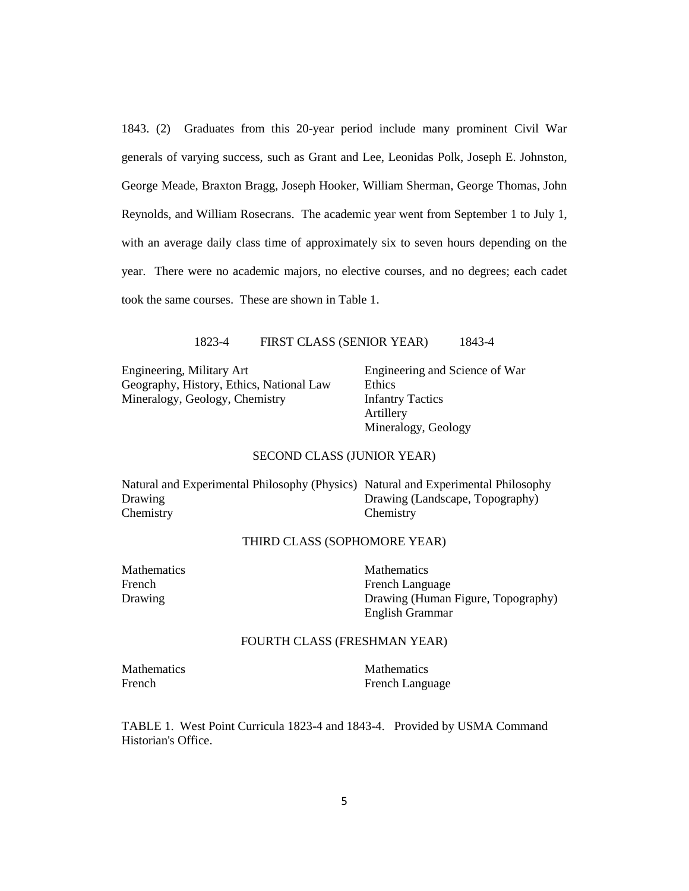1843. (2) Graduates from this 20-year period include many prominent Civil War generals of varying success, such as Grant and Lee, Leonidas Polk, Joseph E. Johnston, George Meade, Braxton Bragg, Joseph Hooker, William Sherman, George Thomas, John Reynolds, and William Rosecrans. The academic year went from September 1 to July 1, with an average daily class time of approximately six to seven hours depending on the year. There were no academic majors, no elective courses, and no degrees; each cadet took the same courses. These are shown in Table 1.

| 1823-4 | 1843-4 |
|---|---|
| **FIRST CLASS (SENIOR YEAR)** | |
| Engineering, Military Art | Engineering and Science of War |
| Geography, History, Ethics, National Law | Ethics |
| Mineralogy, Geology, Chemistry | Infantry Tactics |
| | Artillery |
| | Mineralogy, Geology |
| **SECOND CLASS (JUNIOR YEAR)** | |
| Natural and Experimental Philosophy (Physics) | Natural and Experimental Philosophy |
| Drawing | Drawing (Landscape, Topography) |
| Chemistry | Chemistry |
| **THIRD CLASS (SOPHOMORE YEAR)** | |
| Mathematics | Mathematics |
| French | French Language |
| Drawing | Drawing (Human Figure, Topography) |
| | English Grammar |
| **FOURTH CLASS (FRESHMAN YEAR)** | |
| Mathematics | Mathematics |
| French | French Language |

TABLE 1. West Point Curricula 1823-4 and 1843-4. Provided by USMA Command Historian's Office.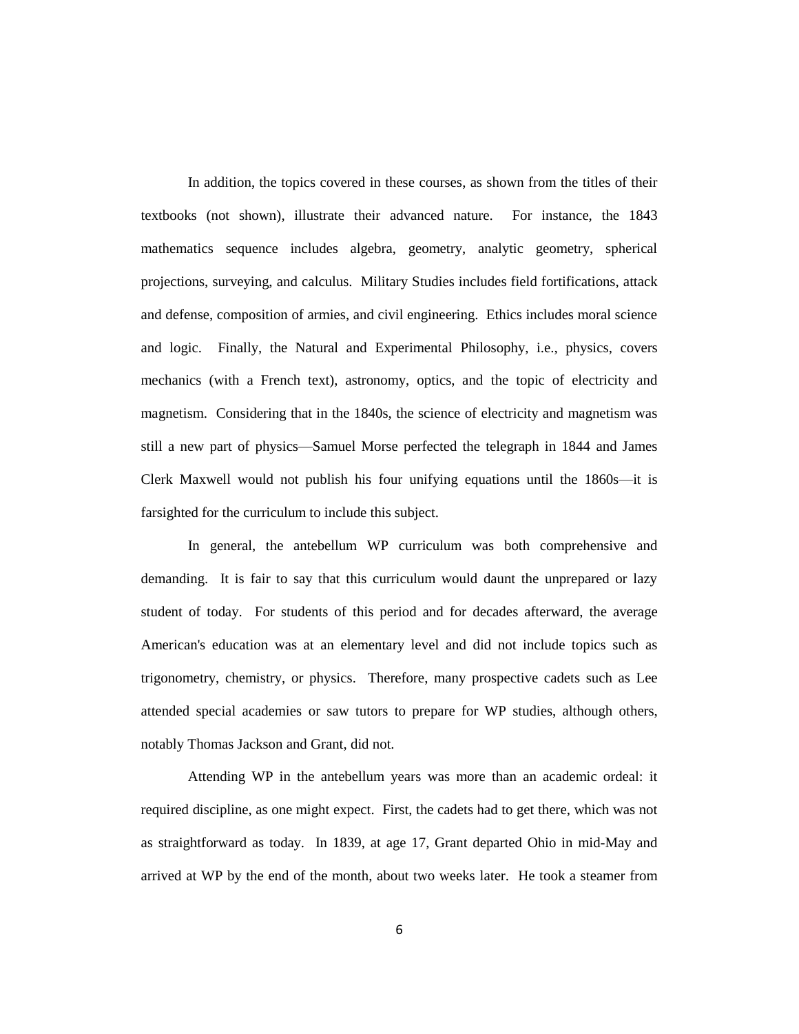In addition, the topics covered in these courses, as shown from the titles of their textbooks (not shown), illustrate their advanced nature. For instance, the 1843 mathematics sequence includes algebra, geometry, analytic geometry, spherical projections, surveying, and calculus. Military Studies includes field fortifications, attack and defense, composition of armies, and civil engineering. Ethics includes moral science and logic. Finally, the Natural and Experimental Philosophy, i.e., physics, covers mechanics (with a French text), astronomy, optics, and the topic of electricity and magnetism. Considering that in the 1840s, the science of electricity and magnetism was still a new part of physics—Samuel Morse perfected the telegraph in 1844 and James Clerk Maxwell would not publish his four unifying equations until the 1860s—it is farsighted for the curriculum to include this subject.

In general, the antebellum WP curriculum was both comprehensive and demanding. It is fair to say that this curriculum would daunt the unprepared or lazy student of today. For students of this period and for decades afterward, the average American's education was at an elementary level and did not include topics such as trigonometry, chemistry, or physics. Therefore, many prospective cadets such as Lee attended special academies or saw tutors to prepare for WP studies, although others, notably Thomas Jackson and Grant, did not.

Attending WP in the antebellum years was more than an academic ordeal: it required discipline, as one might expect. First, the cadets had to get there, which was not as straightforward as today. In 1839, at age 17, Grant departed Ohio in mid-May and arrived at WP by the end of the month, about two weeks later. He took a steamer from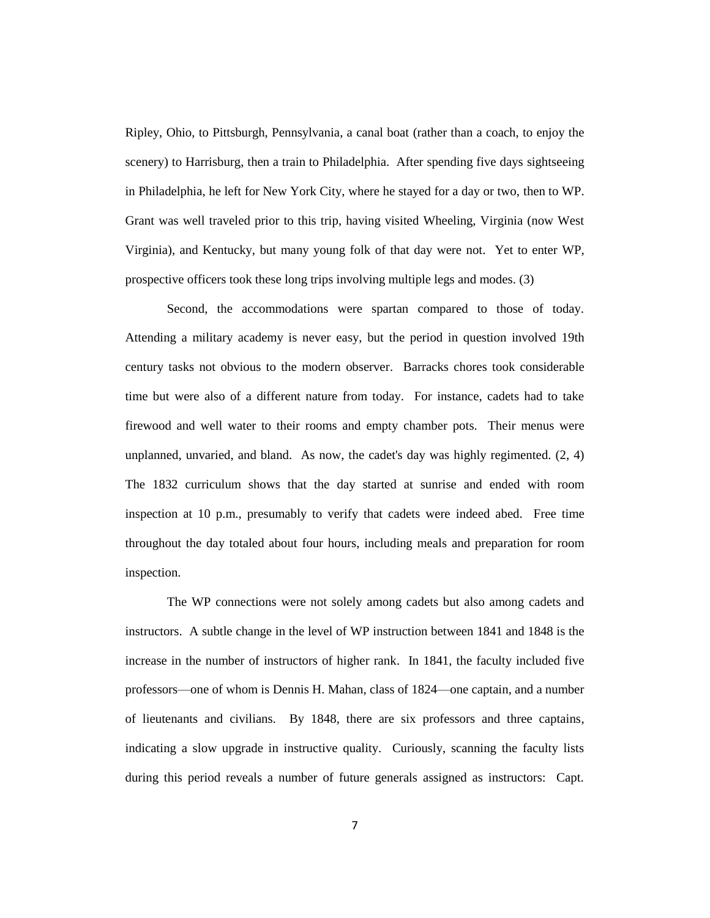Ripley, Ohio, to Pittsburgh, Pennsylvania, a canal boat (rather than a coach, to enjoy the scenery) to Harrisburg, then a train to Philadelphia. After spending five days sightseeing in Philadelphia, he left for New York City, where he stayed for a day or two, then to WP. Grant was well traveled prior to this trip, having visited Wheeling, Virginia (now West Virginia), and Kentucky, but many young folk of that day were not. Yet to enter WP, prospective officers took these long trips involving multiple legs and modes. (3)

Second, the accommodations were spartan compared to those of today. Attending a military academy is never easy, but the period in question involved 19th century tasks not obvious to the modern observer. Barracks chores took considerable time but were also of a different nature from today. For instance, cadets had to take firewood and well water to their rooms and empty chamber pots. Their menus were unplanned, unvaried, and bland. As now, the cadet's day was highly regimented. (2, 4) The 1832 curriculum shows that the day started at sunrise and ended with room inspection at 10 p.m., presumably to verify that cadets were indeed abed. Free time throughout the day totaled about four hours, including meals and preparation for room inspection.

The WP connections were not solely among cadets but also among cadets and instructors. A subtle change in the level of WP instruction between 1841 and 1848 is the increase in the number of instructors of higher rank. In 1841, the faculty included five professors—one of whom is Dennis H. Mahan, class of 1824—one captain, and a number of lieutenants and civilians. By 1848, there are six professors and three captains, indicating a slow upgrade in instructive quality. Curiously, scanning the faculty lists during this period reveals a number of future generals assigned as instructors: Capt.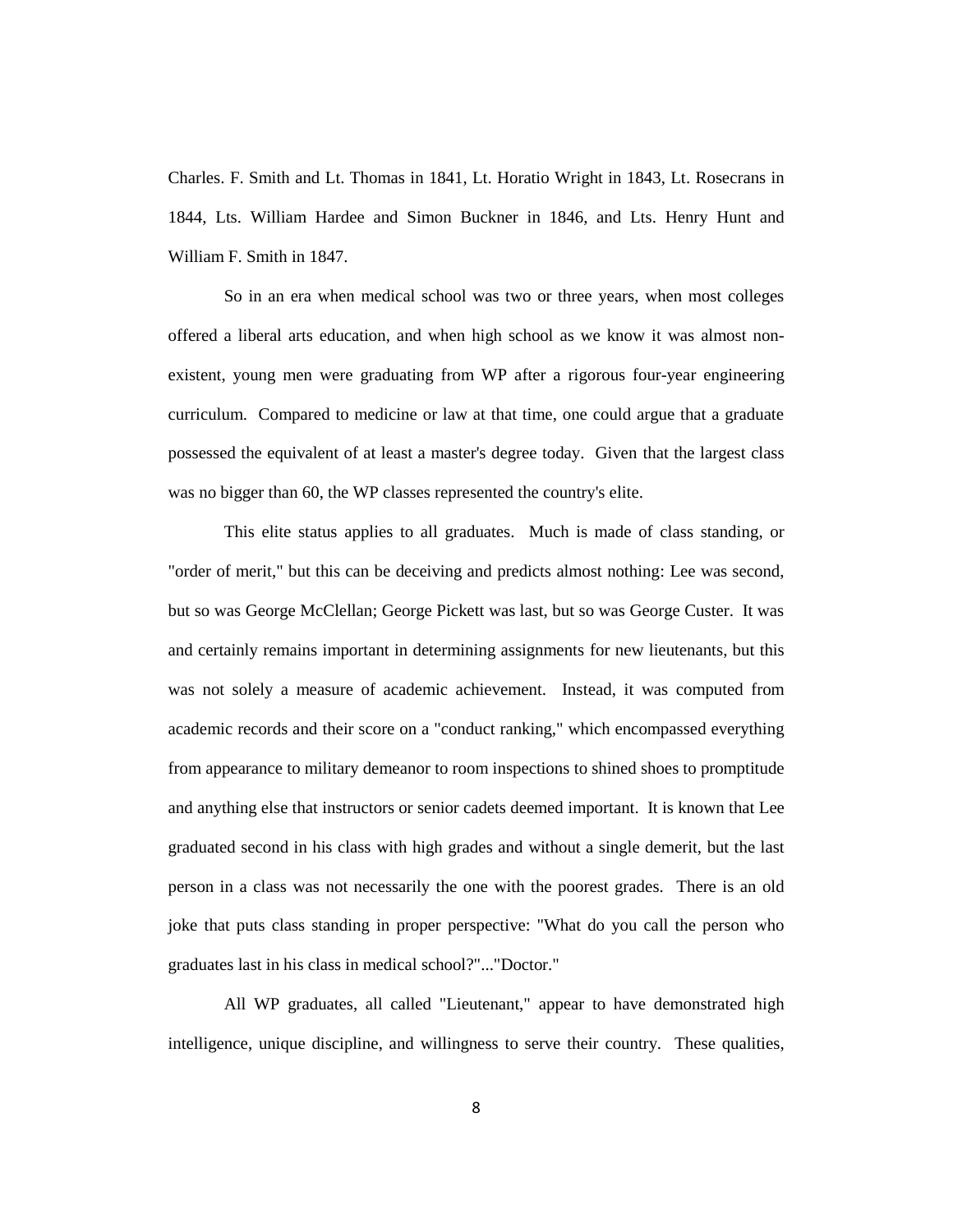Charles. F. Smith and Lt. Thomas in 1841, Lt. Horatio Wright in 1843, Lt. Rosecrans in 1844, Lts. William Hardee and Simon Buckner in 1846, and Lts. Henry Hunt and William F. Smith in 1847.

So in an era when medical school was two or three years, when most colleges offered a liberal arts education, and when high school as we know it was almost non-existent, young men were graduating from WP after a rigorous four-year engineering curriculum. Compared to medicine or law at that time, one could argue that a graduate possessed the equivalent of at least a master's degree today. Given that the largest class was no bigger than 60, the WP classes represented the country's elite.

This elite status applies to all graduates. Much is made of class standing, or "order of merit," but this can be deceiving and predicts almost nothing: Lee was second, but so was George McClellan; George Pickett was last, but so was George Custer. It was and certainly remains important in determining assignments for new lieutenants, but this was not solely a measure of academic achievement. Instead, it was computed from academic records and their score on a "conduct ranking," which encompassed everything from appearance to military demeanor to room inspections to shined shoes to promptitude and anything else that instructors or senior cadets deemed important. It is known that Lee graduated second in his class with high grades and without a single demerit, but the last person in a class was not necessarily the one with the poorest grades. There is an old joke that puts class standing in proper perspective: "What do you call the person who graduates last in his class in medical school?"..."Doctor."

All WP graduates, all called "Lieutenant," appear to have demonstrated high intelligence, unique discipline, and willingness to serve their country. These qualities,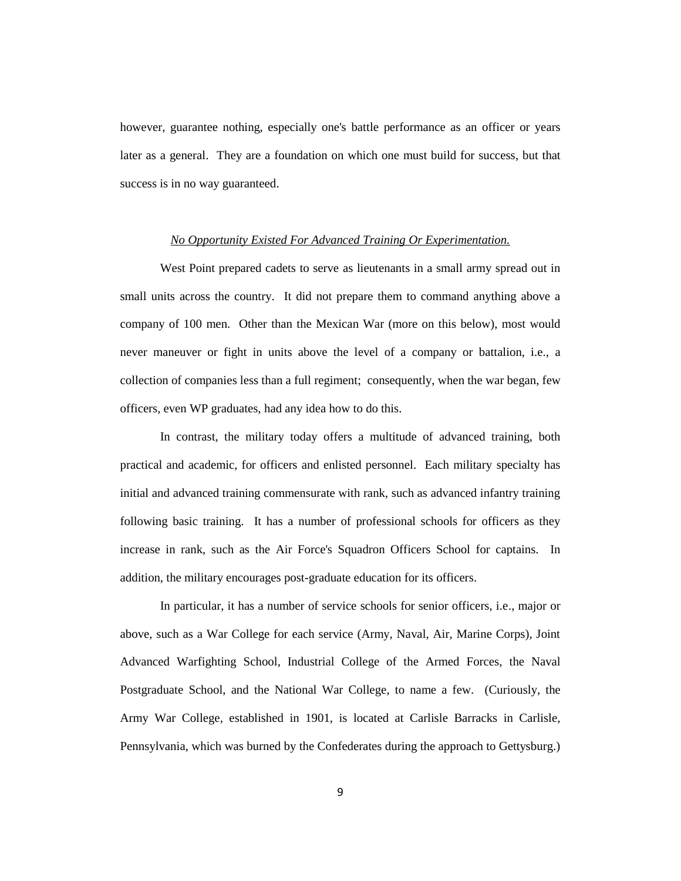however, guarantee nothing, especially one's battle performance as an officer or years later as a general. They are a foundation on which one must build for success, but that success is in no way guaranteed.

*No Opportunity Existed For Advanced Training Or Experimentation.*

West Point prepared cadets to serve as lieutenants in a small army spread out in small units across the country. It did not prepare them to command anything above a company of 100 men. Other than the Mexican War (more on this below), most would never maneuver or fight in units above the level of a company or battalion, i.e., a collection of companies less than a full regiment; consequently, when the war began, few officers, even WP graduates, had any idea how to do this.

In contrast, the military today offers a multitude of advanced training, both practical and academic, for officers and enlisted personnel. Each military specialty has initial and advanced training commensurate with rank, such as advanced infantry training following basic training. It has a number of professional schools for officers as they increase in rank, such as the Air Force's Squadron Officers School for captains. In addition, the military encourages post-graduate education for its officers.

In particular, it has a number of service schools for senior officers, i.e., major or above, such as a War College for each service (Army, Naval, Air, Marine Corps), Joint Advanced Warfighting School, Industrial College of the Armed Forces, the Naval Postgraduate School, and the National War College, to name a few. (Curiously, the Army War College, established in 1901, is located at Carlisle Barracks in Carlisle, Pennsylvania, which was burned by the Confederates during the approach to Gettysburg.)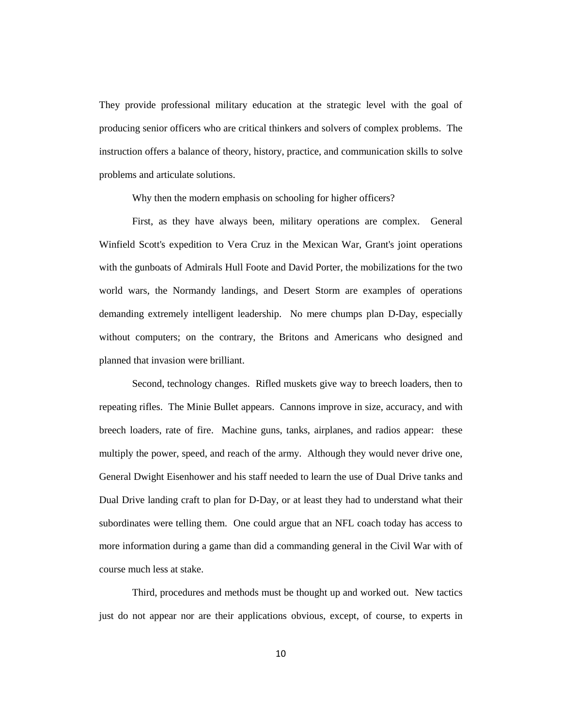They provide professional military education at the strategic level with the goal of producing senior officers who are critical thinkers and solvers of complex problems. The instruction offers a balance of theory, history, practice, and communication skills to solve problems and articulate solutions.

Why then the modern emphasis on schooling for higher officers?

First, as they have always been, military operations are complex. General Winfield Scott's expedition to Vera Cruz in the Mexican War, Grant's joint operations with the gunboats of Admirals Hull Foote and David Porter, the mobilizations for the two world wars, the Normandy landings, and Desert Storm are examples of operations demanding extremely intelligent leadership. No mere chumps plan D-Day, especially without computers; on the contrary, the Britons and Americans who designed and planned that invasion were brilliant.

Second, technology changes. Rifled muskets give way to breech loaders, then to repeating rifles. The Minie Bullet appears. Cannons improve in size, accuracy, and with breech loaders, rate of fire. Machine guns, tanks, airplanes, and radios appear: these multiply the power, speed, and reach of the army. Although they would never drive one, General Dwight Eisenhower and his staff needed to learn the use of Dual Drive tanks and Dual Drive landing craft to plan for D-Day, or at least they had to understand what their subordinates were telling them. One could argue that an NFL coach today has access to more information during a game than did a commanding general in the Civil War with of course much less at stake.

Third, procedures and methods must be thought up and worked out. New tactics just do not appear nor are their applications obvious, except, of course, to experts in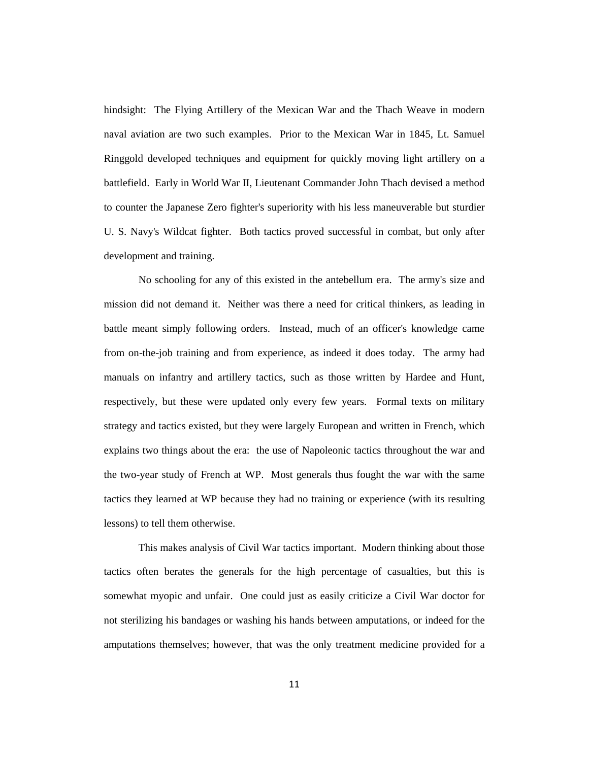hindsight: The Flying Artillery of the Mexican War and the Thach Weave in modern naval aviation are two such examples. Prior to the Mexican War in 1845, Lt. Samuel Ringgold developed techniques and equipment for quickly moving light artillery on a battlefield. Early in World War II, Lieutenant Commander John Thach devised a method to counter the Japanese Zero fighter's superiority with his less maneuverable but sturdier U. S. Navy's Wildcat fighter. Both tactics proved successful in combat, but only after development and training.

No schooling for any of this existed in the antebellum era. The army's size and mission did not demand it. Neither was there a need for critical thinkers, as leading in battle meant simply following orders. Instead, much of an officer's knowledge came from on-the-job training and from experience, as indeed it does today. The army had manuals on infantry and artillery tactics, such as those written by Hardee and Hunt, respectively, but these were updated only every few years. Formal texts on military strategy and tactics existed, but they were largely European and written in French, which explains two things about the era: the use of Napoleonic tactics throughout the war and the two-year study of French at WP. Most generals thus fought the war with the same tactics they learned at WP because they had no training or experience (with its resulting lessons) to tell them otherwise.

This makes analysis of Civil War tactics important. Modern thinking about those tactics often berates the generals for the high percentage of casualties, but this is somewhat myopic and unfair. One could just as easily criticize a Civil War doctor for not sterilizing his bandages or washing his hands between amputations, or indeed for the amputations themselves; however, that was the only treatment medicine provided for a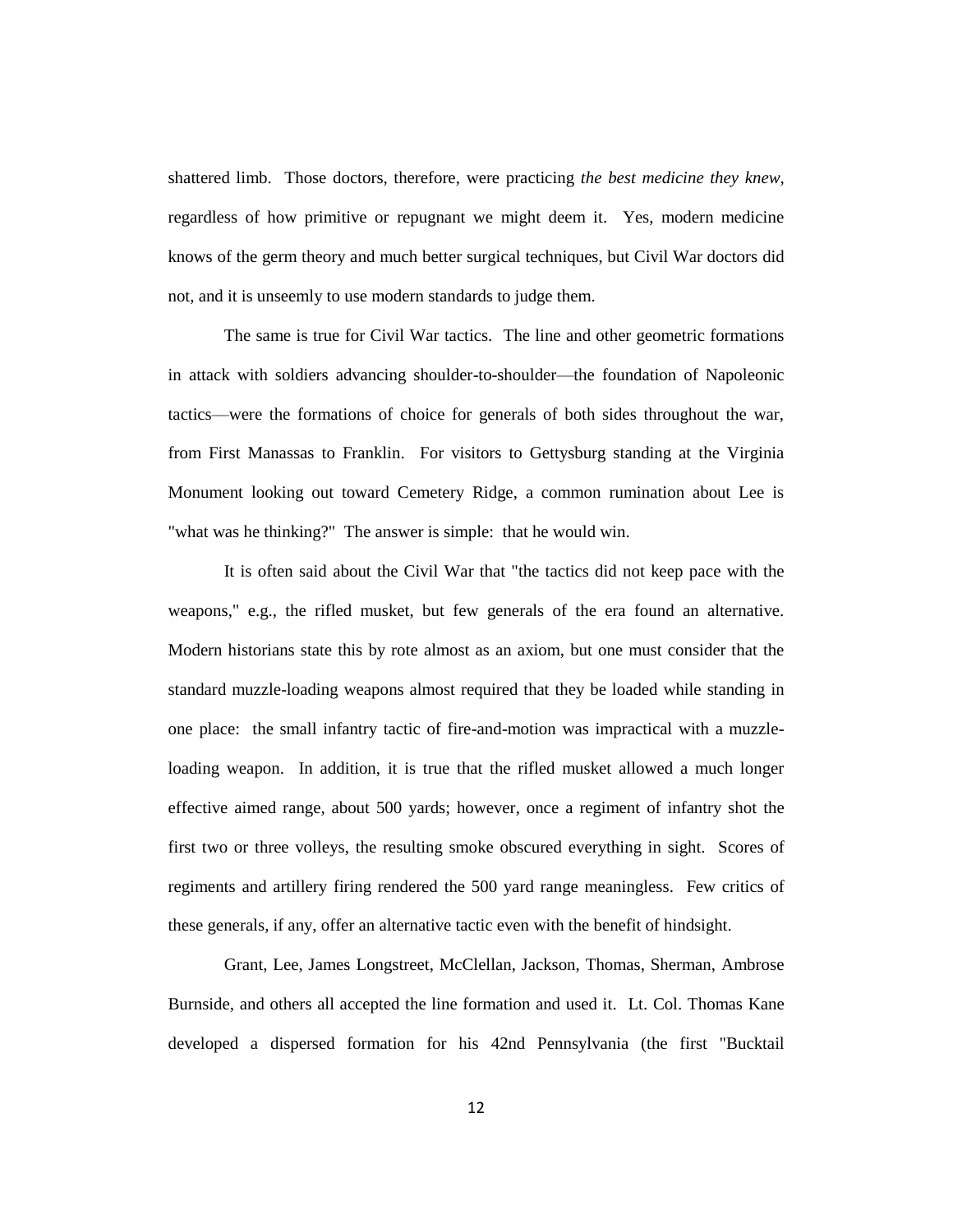shattered limb. Those doctors, therefore, were practicing *the best medicine they knew*, regardless of how primitive or repugnant we might deem it. Yes, modern medicine knows of the germ theory and much better surgical techniques, but Civil War doctors did not, and it is unseemly to use modern standards to judge them.

The same is true for Civil War tactics. The line and other geometric formations in attack with soldiers advancing shoulder-to-shoulder—the foundation of Napoleonic tactics—were the formations of choice for generals of both sides throughout the war, from First Manassas to Franklin. For visitors to Gettysburg standing at the Virginia Monument looking out toward Cemetery Ridge, a common rumination about Lee is "what was he thinking?" The answer is simple: that he would win.

It is often said about the Civil War that "the tactics did not keep pace with the weapons," e.g., the rifled musket, but few generals of the era found an alternative. Modern historians state this by rote almost as an axiom, but one must consider that the standard muzzle-loading weapons almost required that they be loaded while standing in one place: the small infantry tactic of fire-and-motion was impractical with a muzzle-loading weapon. In addition, it is true that the rifled musket allowed a much longer effective aimed range, about 500 yards; however, once a regiment of infantry shot the first two or three volleys, the resulting smoke obscured everything in sight. Scores of regiments and artillery firing rendered the 500 yard range meaningless. Few critics of these generals, if any, offer an alternative tactic even with the benefit of hindsight.

Grant, Lee, James Longstreet, McClellan, Jackson, Thomas, Sherman, Ambrose Burnside, and others all accepted the line formation and used it. Lt. Col. Thomas Kane developed a dispersed formation for his 42nd Pennsylvania (the first "Bucktail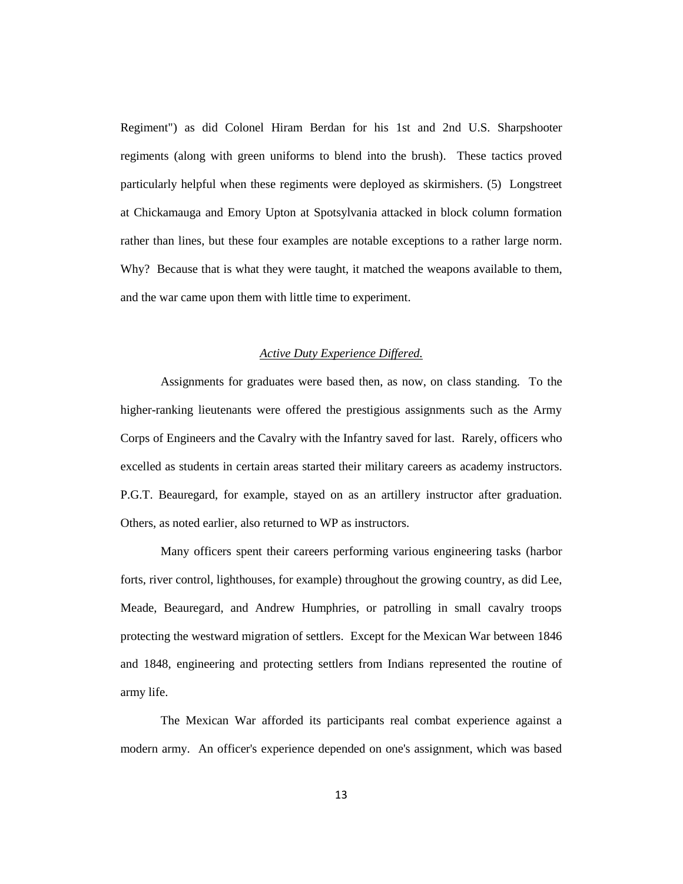Regiment") as did Colonel Hiram Berdan for his 1st and 2nd U.S. Sharpshooter regiments (along with green uniforms to blend into the brush). These tactics proved particularly helpful when these regiments were deployed as skirmishers. (5) Longstreet at Chickamauga and Emory Upton at Spotsylvania attacked in block column formation rather than lines, but these four examples are notable exceptions to a rather large norm. Why? Because that is what they were taught, it matched the weapons available to them, and the war came upon them with little time to experiment.

*Active Duty Experience Differed.*

Assignments for graduates were based then, as now, on class standing. To the higher-ranking lieutenants were offered the prestigious assignments such as the Army Corps of Engineers and the Cavalry with the Infantry saved for last. Rarely, officers who excelled as students in certain areas started their military careers as academy instructors. P.G.T. Beauregard, for example, stayed on as an artillery instructor after graduation. Others, as noted earlier, also returned to WP as instructors.

Many officers spent their careers performing various engineering tasks (harbor forts, river control, lighthouses, for example) throughout the growing country, as did Lee, Meade, Beauregard, and Andrew Humphries, or patrolling in small cavalry troops protecting the westward migration of settlers. Except for the Mexican War between 1846 and 1848, engineering and protecting settlers from Indians represented the routine of army life.

The Mexican War afforded its participants real combat experience against a modern army. An officer's experience depended on one's assignment, which was based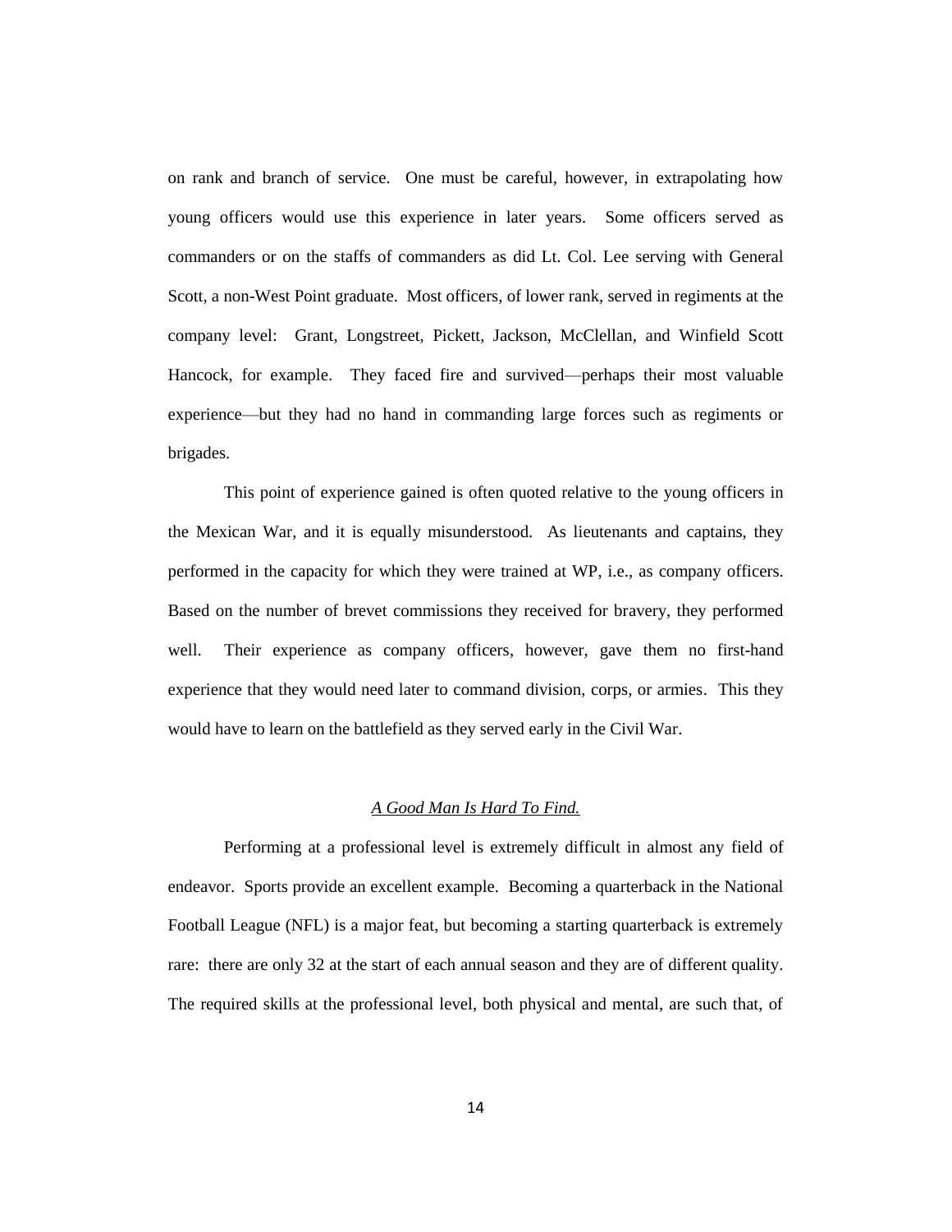on rank and branch of service. One must be careful, however, in extrapolating how young officers would use this experience in later years. Some officers served as commanders or on the staffs of commanders as did Lt. Col. Lee serving with General Scott, a non-West Point graduate. Most officers, of lower rank, served in regiments at the company level: Grant, Longstreet, Pickett, Jackson, McClellan, and Winfield Scott Hancock, for example. They faced fire and survived—perhaps their most valuable experience—but they had no hand in commanding large forces such as regiments or brigades.

This point of experience gained is often quoted relative to the young officers in the Mexican War, and it is equally misunderstood. As lieutenants and captains, they performed in the capacity for which they were trained at WP, i.e., as company officers. Based on the number of brevet commissions they received for bravery, they performed well. Their experience as company officers, however, gave them no first-hand experience that they would need later to command division, corps, or armies. This they would have to learn on the battlefield as they served early in the Civil War.

## *A Good Man Is Hard To Find.*

Performing at a professional level is extremely difficult in almost any field of endeavor. Sports provide an excellent example. Becoming a quarterback in the National Football League (NFL) is a major feat, but becoming a starting quarterback is extremely rare: there are only 32 at the start of each annual season and they are of different quality. The required skills at the professional level, both physical and mental, are such that, of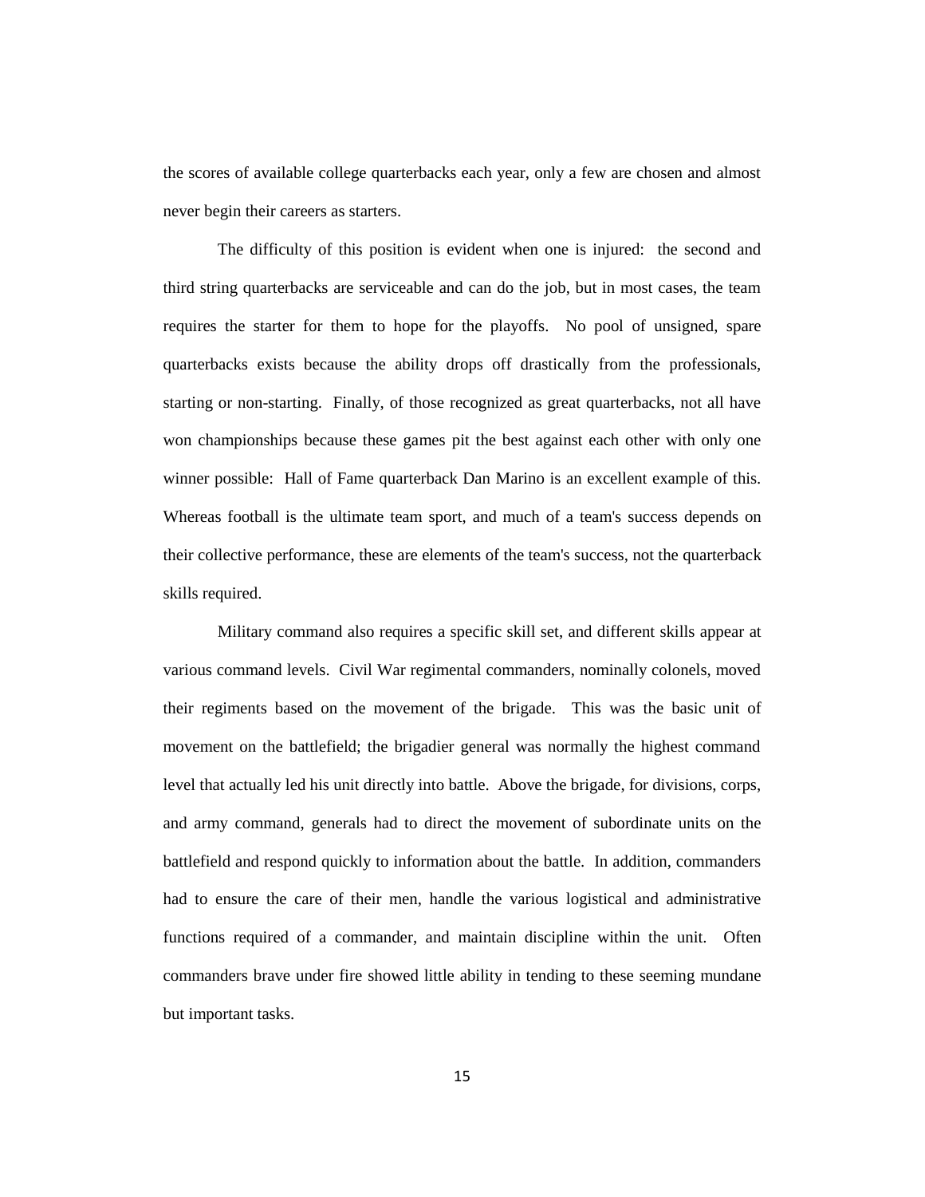the scores of available college quarterbacks each year, only a few are chosen and almost never begin their careers as starters.

The difficulty of this position is evident when one is injured: the second and third string quarterbacks are serviceable and can do the job, but in most cases, the team requires the starter for them to hope for the playoffs. No pool of unsigned, spare quarterbacks exists because the ability drops off drastically from the professionals, starting or non-starting. Finally, of those recognized as great quarterbacks, not all have won championships because these games pit the best against each other with only one winner possible: Hall of Fame quarterback Dan Marino is an excellent example of this. Whereas football is the ultimate team sport, and much of a team's success depends on their collective performance, these are elements of the team's success, not the quarterback skills required.

Military command also requires a specific skill set, and different skills appear at various command levels. Civil War regimental commanders, nominally colonels, moved their regiments based on the movement of the brigade. This was the basic unit of movement on the battlefield; the brigadier general was normally the highest command level that actually led his unit directly into battle. Above the brigade, for divisions, corps, and army command, generals had to direct the movement of subordinate units on the battlefield and respond quickly to information about the battle. In addition, commanders had to ensure the care of their men, handle the various logistical and administrative functions required of a commander, and maintain discipline within the unit. Often commanders brave under fire showed little ability in tending to these seeming mundane but important tasks.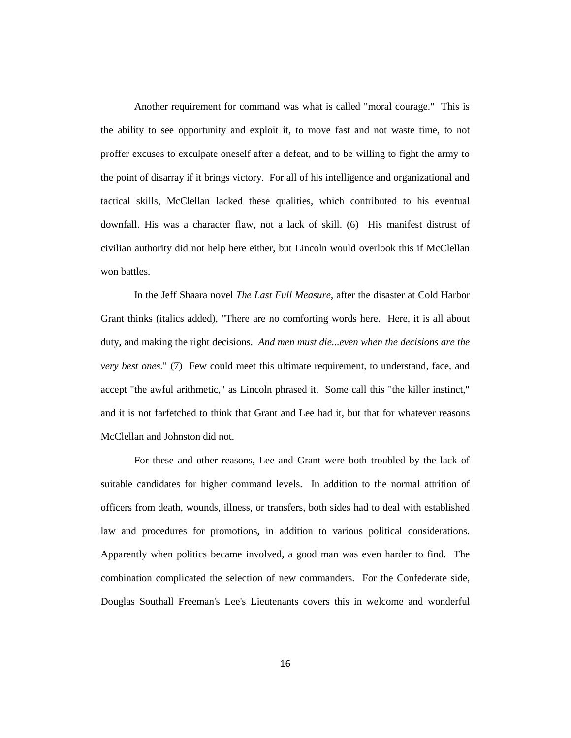Another requirement for command was what is called "moral courage." This is the ability to see opportunity and exploit it, to move fast and not waste time, to not proffer excuses to exculpate oneself after a defeat, and to be willing to fight the army to the point of disarray if it brings victory. For all of his intelligence and organizational and tactical skills, McClellan lacked these qualities, which contributed to his eventual downfall. His was a character flaw, not a lack of skill. (6) His manifest distrust of civilian authority did not help here either, but Lincoln would overlook this if McClellan won battles.

In the Jeff Shaara novel *The Last Full Measure*, after the disaster at Cold Harbor Grant thinks (italics added), "There are no comforting words here. Here, it is all about duty, and making the right decisions. *And men must die...even when the decisions are the very best ones.*" (7) Few could meet this ultimate requirement, to understand, face, and accept "the awful arithmetic," as Lincoln phrased it. Some call this "the killer instinct," and it is not farfetched to think that Grant and Lee had it, but that for whatever reasons McClellan and Johnston did not.

For these and other reasons, Lee and Grant were both troubled by the lack of suitable candidates for higher command levels. In addition to the normal attrition of officers from death, wounds, illness, or transfers, both sides had to deal with established law and procedures for promotions, in addition to various political considerations. Apparently when politics became involved, a good man was even harder to find. The combination complicated the selection of new commanders. For the Confederate side, Douglas Southall Freeman's Lee's Lieutenants covers this in welcome and wonderful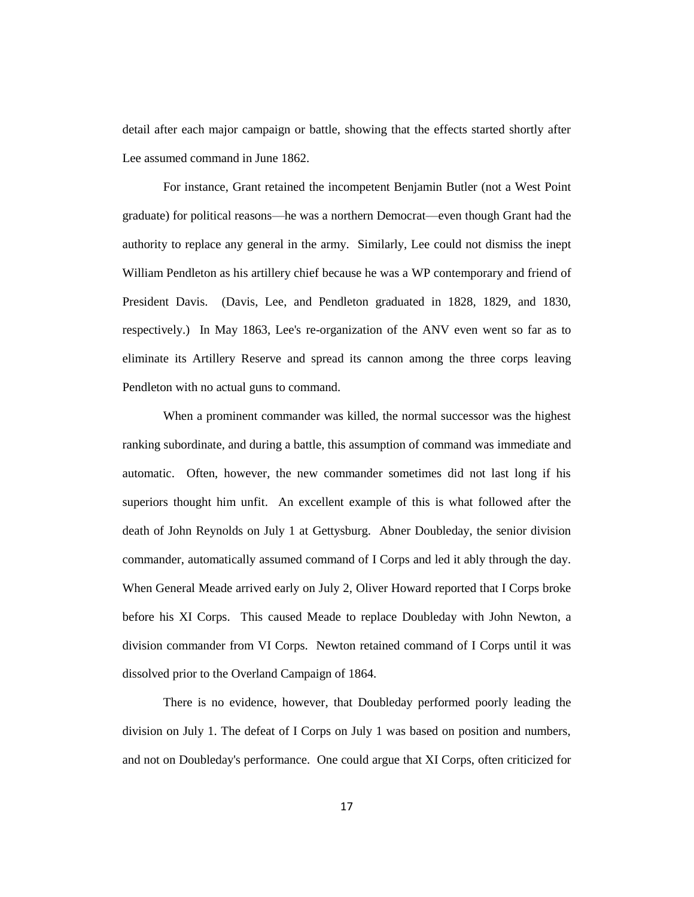detail after each major campaign or battle, showing that the effects started shortly after Lee assumed command in June 1862.

For instance, Grant retained the incompetent Benjamin Butler (not a West Point graduate) for political reasons—he was a northern Democrat—even though Grant had the authority to replace any general in the army. Similarly, Lee could not dismiss the inept William Pendleton as his artillery chief because he was a WP contemporary and friend of President Davis. (Davis, Lee, and Pendleton graduated in 1828, 1829, and 1830, respectively.) In May 1863, Lee's re-organization of the ANV even went so far as to eliminate its Artillery Reserve and spread its cannon among the three corps leaving Pendleton with no actual guns to command.

When a prominent commander was killed, the normal successor was the highest ranking subordinate, and during a battle, this assumption of command was immediate and automatic. Often, however, the new commander sometimes did not last long if his superiors thought him unfit. An excellent example of this is what followed after the death of John Reynolds on July 1 at Gettysburg. Abner Doubleday, the senior division commander, automatically assumed command of I Corps and led it ably through the day. When General Meade arrived early on July 2, Oliver Howard reported that I Corps broke before his XI Corps. This caused Meade to replace Doubleday with John Newton, a division commander from VI Corps. Newton retained command of I Corps until it was dissolved prior to the Overland Campaign of 1864.

There is no evidence, however, that Doubleday performed poorly leading the division on July 1. The defeat of I Corps on July 1 was based on position and numbers, and not on Doubleday's performance. One could argue that XI Corps, often criticized for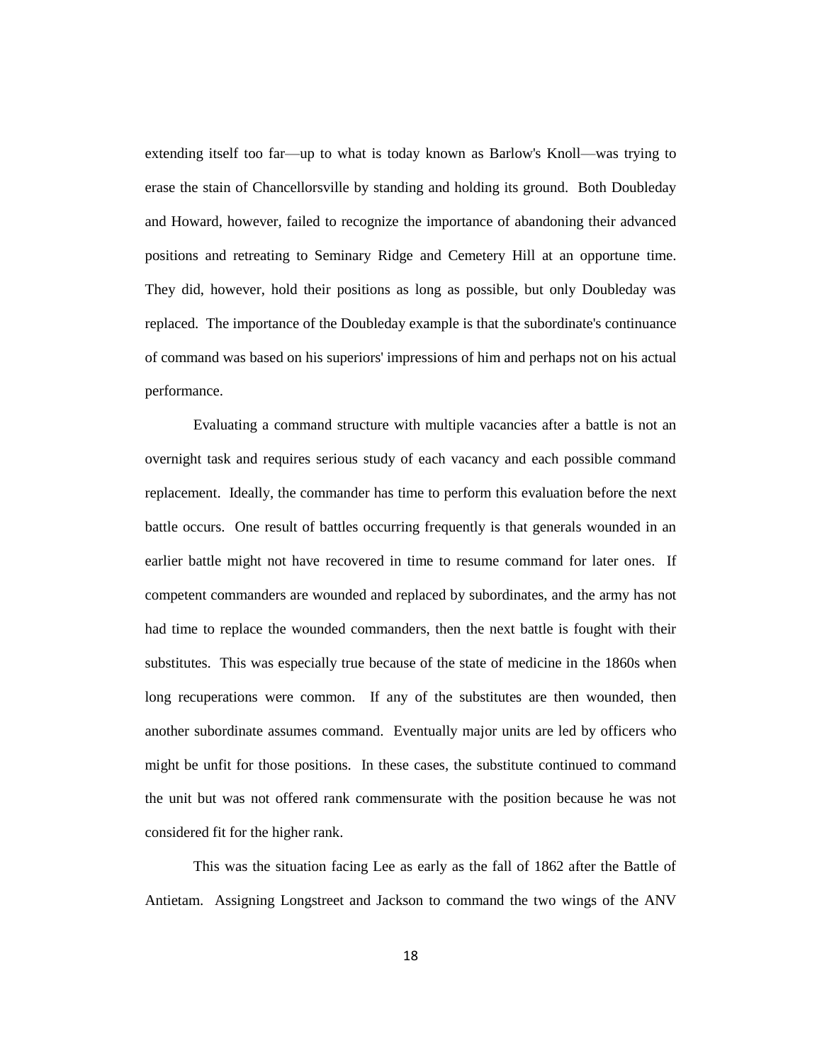extending itself too far—up to what is today known as Barlow's Knoll—was trying to erase the stain of Chancellorsville by standing and holding its ground. Both Doubleday and Howard, however, failed to recognize the importance of abandoning their advanced positions and retreating to Seminary Ridge and Cemetery Hill at an opportune time. They did, however, hold their positions as long as possible, but only Doubleday was replaced. The importance of the Doubleday example is that the subordinate's continuance of command was based on his superiors' impressions of him and perhaps not on his actual performance.

Evaluating a command structure with multiple vacancies after a battle is not an overnight task and requires serious study of each vacancy and each possible command replacement. Ideally, the commander has time to perform this evaluation before the next battle occurs. One result of battles occurring frequently is that generals wounded in an earlier battle might not have recovered in time to resume command for later ones. If competent commanders are wounded and replaced by subordinates, and the army has not had time to replace the wounded commanders, then the next battle is fought with their substitutes. This was especially true because of the state of medicine in the 1860s when long recuperations were common. If any of the substitutes are then wounded, then another subordinate assumes command. Eventually major units are led by officers who might be unfit for those positions. In these cases, the substitute continued to command the unit but was not offered rank commensurate with the position because he was not considered fit for the higher rank.

This was the situation facing Lee as early as the fall of 1862 after the Battle of Antietam. Assigning Longstreet and Jackson to command the two wings of the ANV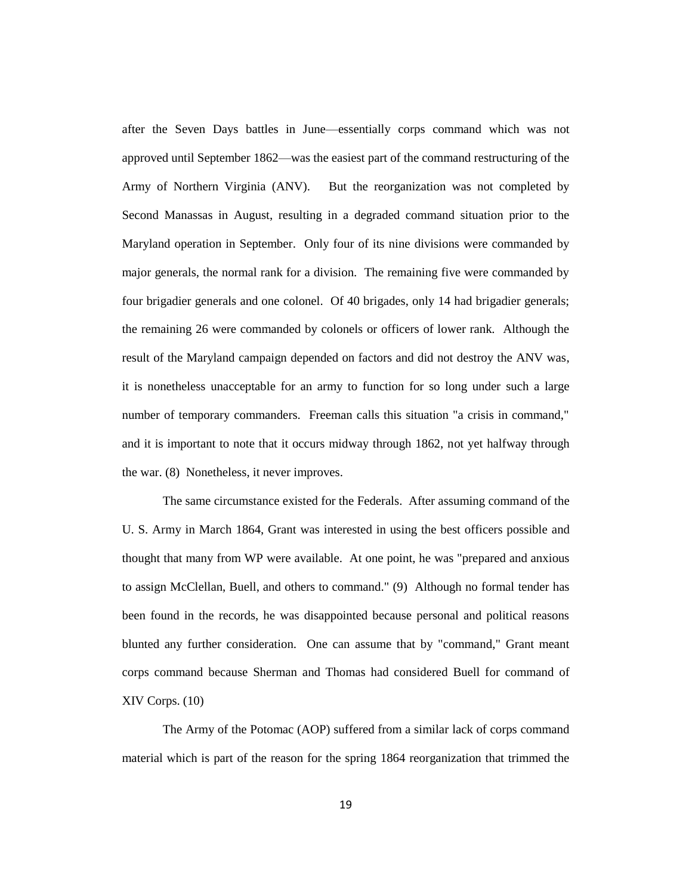after the Seven Days battles in June—essentially corps command which was not approved until September 1862—was the easiest part of the command restructuring of the Army of Northern Virginia (ANV). But the reorganization was not completed by Second Manassas in August, resulting in a degraded command situation prior to the Maryland operation in September. Only four of its nine divisions were commanded by major generals, the normal rank for a division. The remaining five were commanded by four brigadier generals and one colonel. Of 40 brigades, only 14 had brigadier generals; the remaining 26 were commanded by colonels or officers of lower rank. Although the result of the Maryland campaign depended on factors and did not destroy the ANV was, it is nonetheless unacceptable for an army to function for so long under such a large number of temporary commanders. Freeman calls this situation "a crisis in command," and it is important to note that it occurs midway through 1862, not yet halfway through the war. (8) Nonetheless, it never improves.

The same circumstance existed for the Federals. After assuming command of the U. S. Army in March 1864, Grant was interested in using the best officers possible and thought that many from WP were available. At one point, he was "prepared and anxious to assign McClellan, Buell, and others to command." (9) Although no formal tender has been found in the records, he was disappointed because personal and political reasons blunted any further consideration. One can assume that by "command," Grant meant corps command because Sherman and Thomas had considered Buell for command of XIV Corps. (10)

The Army of the Potomac (AOP) suffered from a similar lack of corps command material which is part of the reason for the spring 1864 reorganization that trimmed the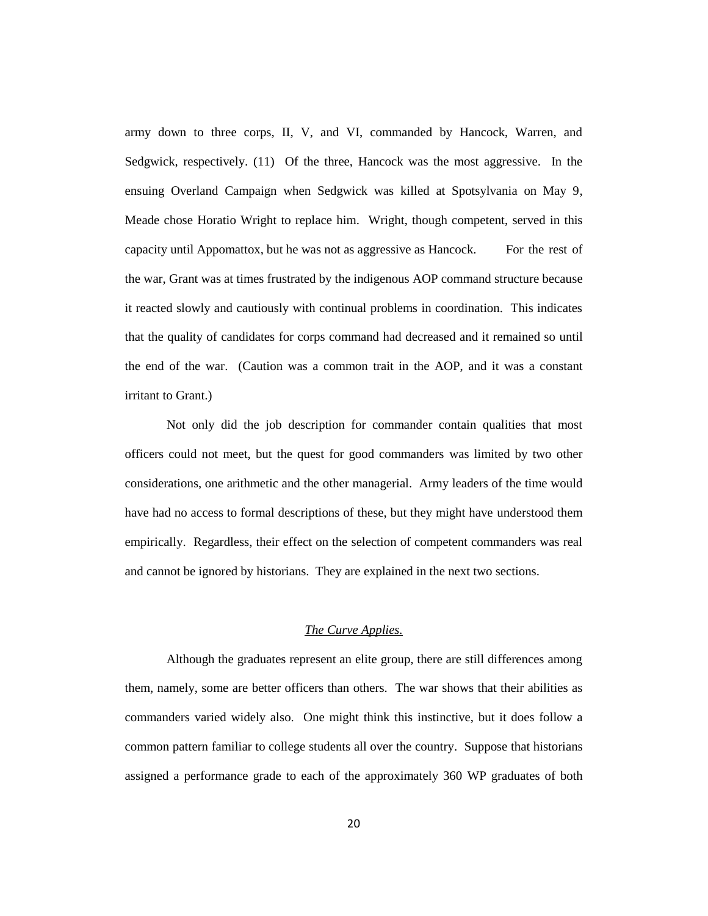army down to three corps, II, V, and VI, commanded by Hancock, Warren, and Sedgwick, respectively. (11) Of the three, Hancock was the most aggressive. In the ensuing Overland Campaign when Sedgwick was killed at Spotsylvania on May 9, Meade chose Horatio Wright to replace him. Wright, though competent, served in this capacity until Appomattox, but he was not as aggressive as Hancock. For the rest of the war, Grant was at times frustrated by the indigenous AOP command structure because it reacted slowly and cautiously with continual problems in coordination. This indicates that the quality of candidates for corps command had decreased and it remained so until the end of the war. (Caution was a common trait in the AOP, and it was a constant irritant to Grant.)

Not only did the job description for commander contain qualities that most officers could not meet, but the quest for good commanders was limited by two other considerations, one arithmetic and the other managerial. Army leaders of the time would have had no access to formal descriptions of these, but they might have understood them empirically. Regardless, their effect on the selection of competent commanders was real and cannot be ignored by historians. They are explained in the next two sections.

### *The Curve Applies.*

Although the graduates represent an elite group, there are still differences among them, namely, some are better officers than others. The war shows that their abilities as commanders varied widely also. One might think this instinctive, but it does follow a common pattern familiar to college students all over the country. Suppose that historians assigned a performance grade to each of the approximately 360 WP graduates of both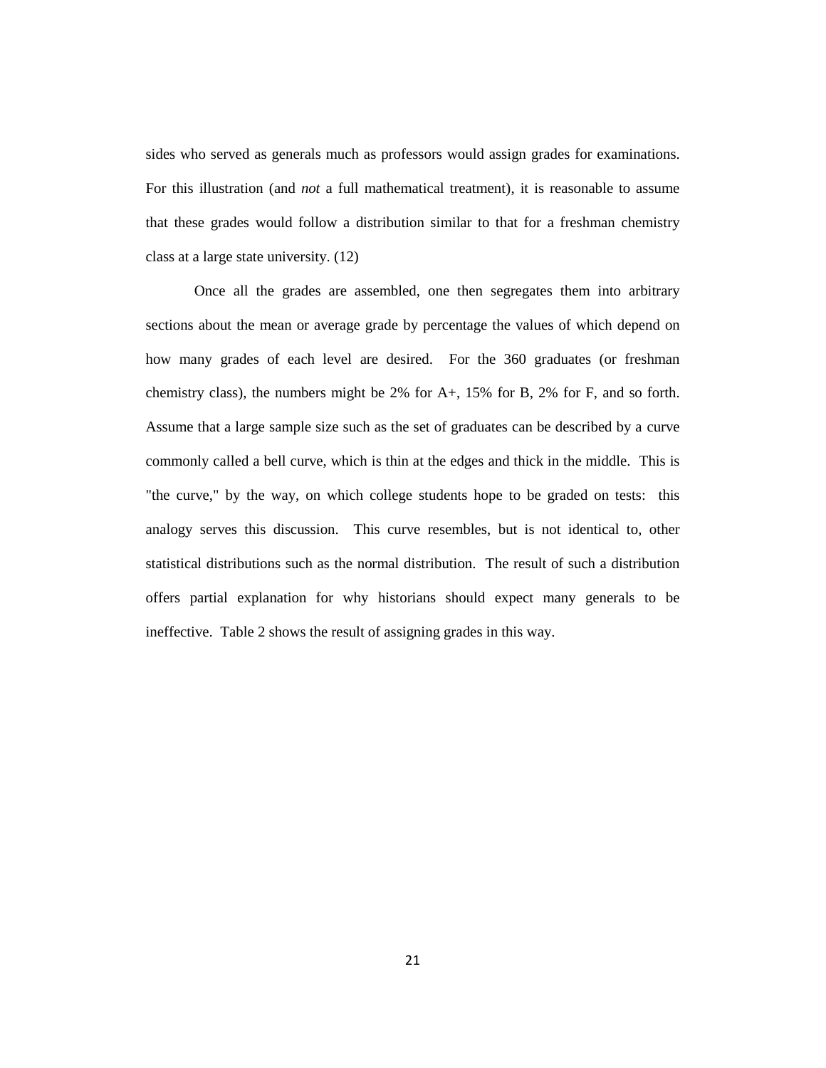sides who served as generals much as professors would assign grades for examinations. For this illustration (and *not* a full mathematical treatment), it is reasonable to assume that these grades would follow a distribution similar to that for a freshman chemistry class at a large state university. (12)

Once all the grades are assembled, one then segregates them into arbitrary sections about the mean or average grade by percentage the values of which depend on how many grades of each level are desired. For the 360 graduates (or freshman chemistry class), the numbers might be 2% for A+, 15% for B, 2% for F, and so forth. Assume that a large sample size such as the set of graduates can be described by a curve commonly called a bell curve, which is thin at the edges and thick in the middle. This is "the curve," by the way, on which college students hope to be graded on tests: this analogy serves this discussion. This curve resembles, but is not identical to, other statistical distributions such as the normal distribution. The result of such a distribution offers partial explanation for why historians should expect many generals to be ineffective. Table 2 shows the result of assigning grades in this way.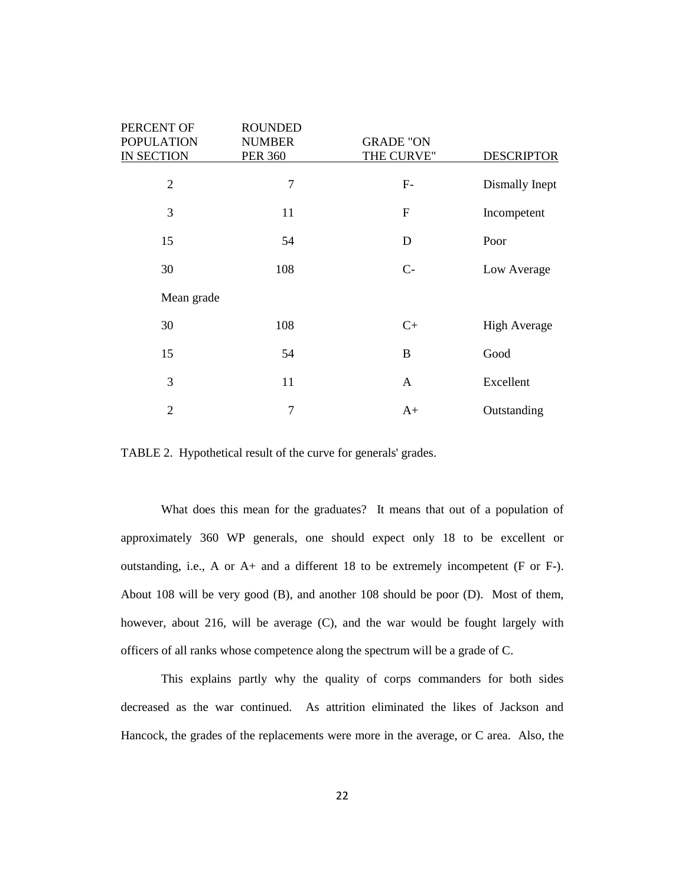| PERCENT OF POPULATION IN SECTION | ROUNDED NUMBER PER 360 | GRADE "ON THE CURVE" | DESCRIPTOR |
|---|---|---|---|
| 2 | 7 | F- | Dismally Inept |
| 3 | 11 | F | Incompetent |
| 15 | 54 | D | Poor |
| 30 | 108 | C- | Low Average |
| Mean grade | | | |
| 30 | 108 | C+ | High Average |
| 15 | 54 | B | Good |
| 3 | 11 | A | Excellent |
| 2 | 7 | A+ | Outstanding |

TABLE 2. Hypothetical result of the curve for generals' grades.

What does this mean for the graduates? It means that out of a population of approximately 360 WP generals, one should expect only 18 to be excellent or outstanding, i.e., A or A+ and a different 18 to be extremely incompetent (F or F-). About 108 will be very good (B), and another 108 should be poor (D). Most of them, however, about 216, will be average (C), and the war would be fought largely with officers of all ranks whose competence along the spectrum will be a grade of C.

This explains partly why the quality of corps commanders for both sides decreased as the war continued. As attrition eliminated the likes of Jackson and Hancock, the grades of the replacements were more in the average, or C area. Also, the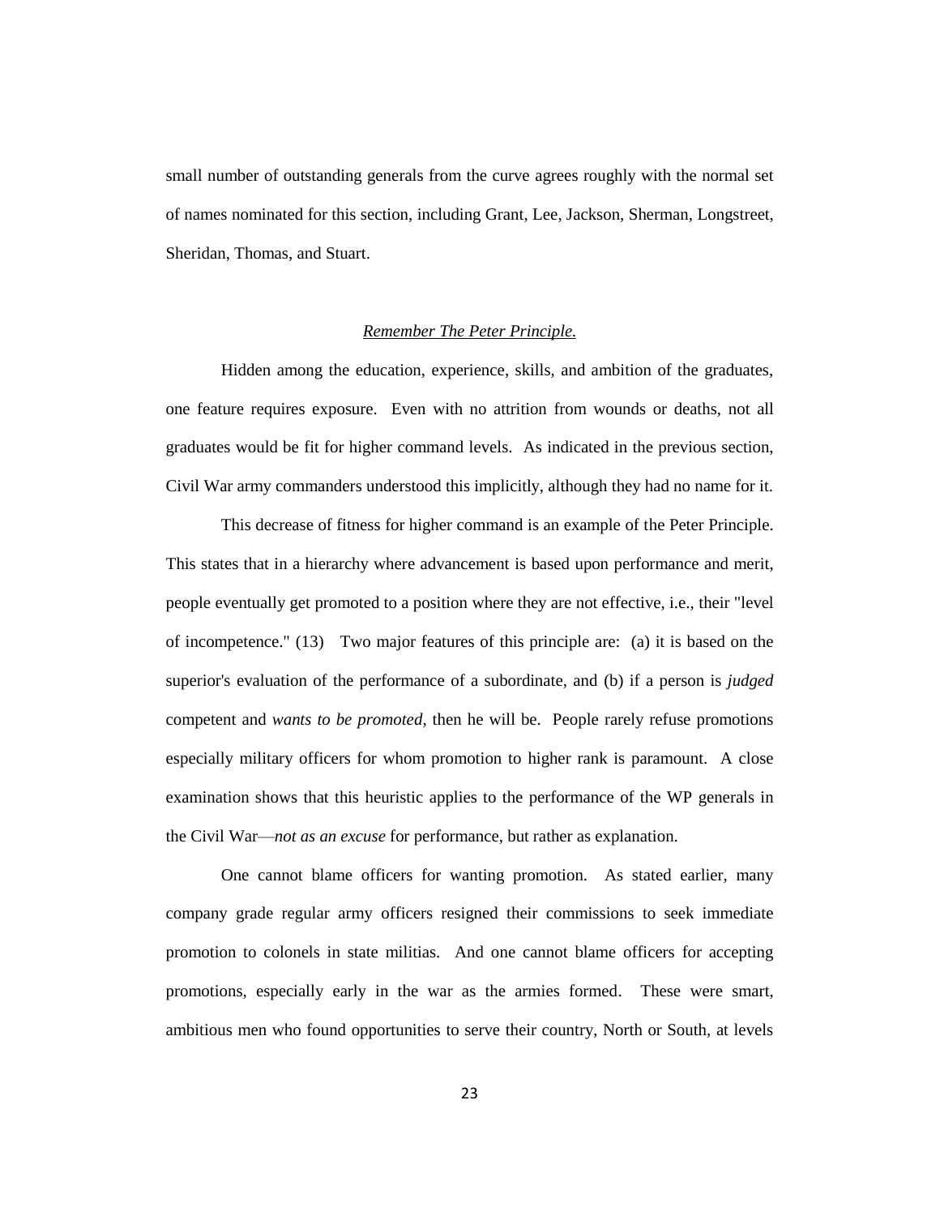small number of outstanding generals from the curve agrees roughly with the normal set of names nominated for this section, including Grant, Lee, Jackson, Sherman, Longstreet, Sheridan, Thomas, and Stuart.

### *Remember The Peter Principle.*

Hidden among the education, experience, skills, and ambition of the graduates, one feature requires exposure. Even with no attrition from wounds or deaths, not all graduates would be fit for higher command levels. As indicated in the previous section, Civil War army commanders understood this implicitly, although they had no name for it.

This decrease of fitness for higher command is an example of the Peter Principle. This states that in a hierarchy where advancement is based upon performance and merit, people eventually get promoted to a position where they are not effective, i.e., their "level of incompetence." (13) Two major features of this principle are: (a) it is based on the superior's evaluation of the performance of a subordinate, and (b) if a person is *judged* competent and *wants to be promoted*, then he will be. People rarely refuse promotions especially military officers for whom promotion to higher rank is paramount. A close examination shows that this heuristic applies to the performance of the WP generals in the Civil War—*not as an excuse* for performance, but rather as explanation.

One cannot blame officers for wanting promotion. As stated earlier, many company grade regular army officers resigned their commissions to seek immediate promotion to colonels in state militias. And one cannot blame officers for accepting promotions, especially early in the war as the armies formed. These were smart, ambitious men who found opportunities to serve their country, North or South, at levels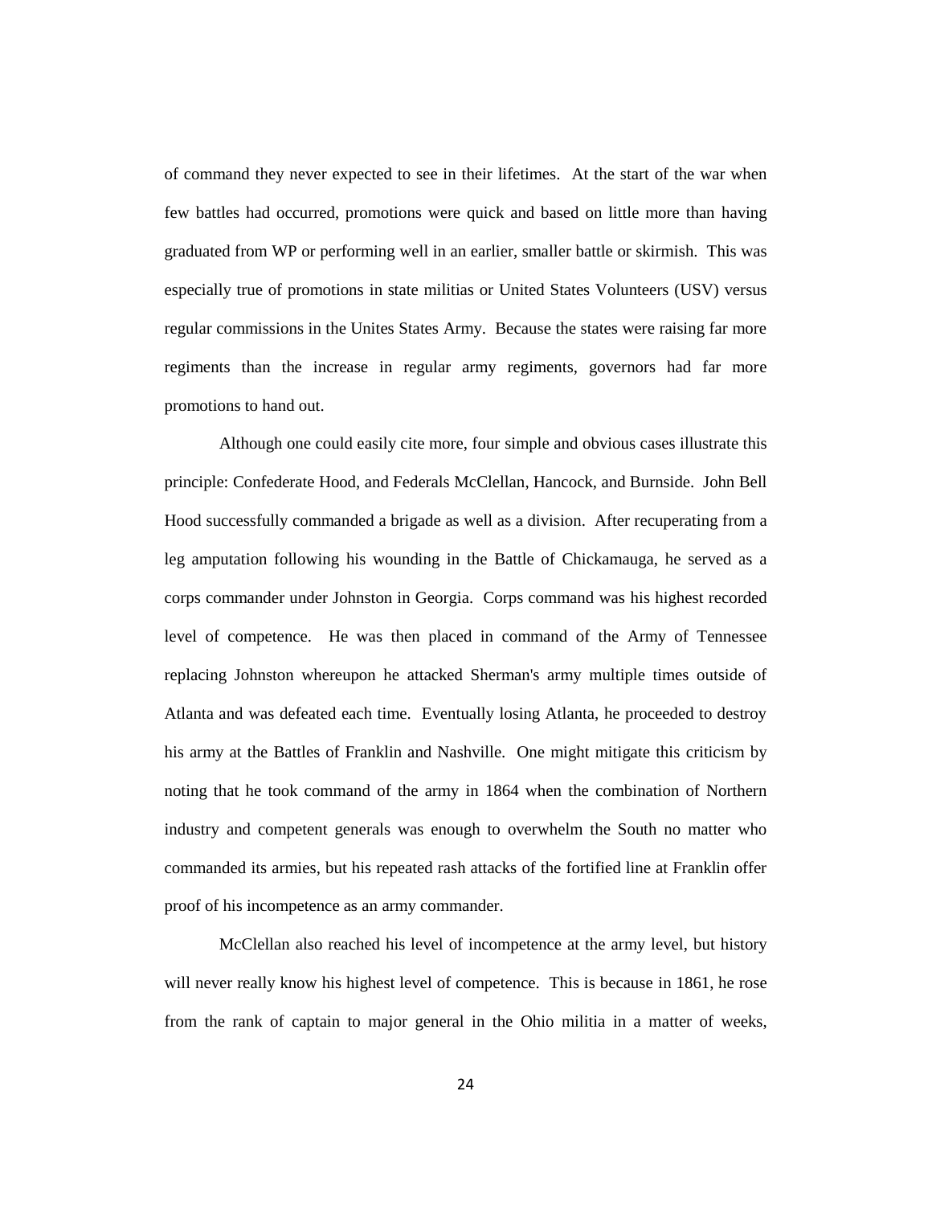of command they never expected to see in their lifetimes. At the start of the war when few battles had occurred, promotions were quick and based on little more than having graduated from WP or performing well in an earlier, smaller battle or skirmish. This was especially true of promotions in state militias or United States Volunteers (USV) versus regular commissions in the Unites States Army. Because the states were raising far more regiments than the increase in regular army regiments, governors had far more promotions to hand out.

Although one could easily cite more, four simple and obvious cases illustrate this principle: Confederate Hood, and Federals McClellan, Hancock, and Burnside. John Bell Hood successfully commanded a brigade as well as a division. After recuperating from a leg amputation following his wounding in the Battle of Chickamauga, he served as a corps commander under Johnston in Georgia. Corps command was his highest recorded level of competence. He was then placed in command of the Army of Tennessee replacing Johnston whereupon he attacked Sherman's army multiple times outside of Atlanta and was defeated each time. Eventually losing Atlanta, he proceeded to destroy his army at the Battles of Franklin and Nashville. One might mitigate this criticism by noting that he took command of the army in 1864 when the combination of Northern industry and competent generals was enough to overwhelm the South no matter who commanded its armies, but his repeated rash attacks of the fortified line at Franklin offer proof of his incompetence as an army commander.

McClellan also reached his level of incompetence at the army level, but history will never really know his highest level of competence. This is because in 1861, he rose from the rank of captain to major general in the Ohio militia in a matter of weeks,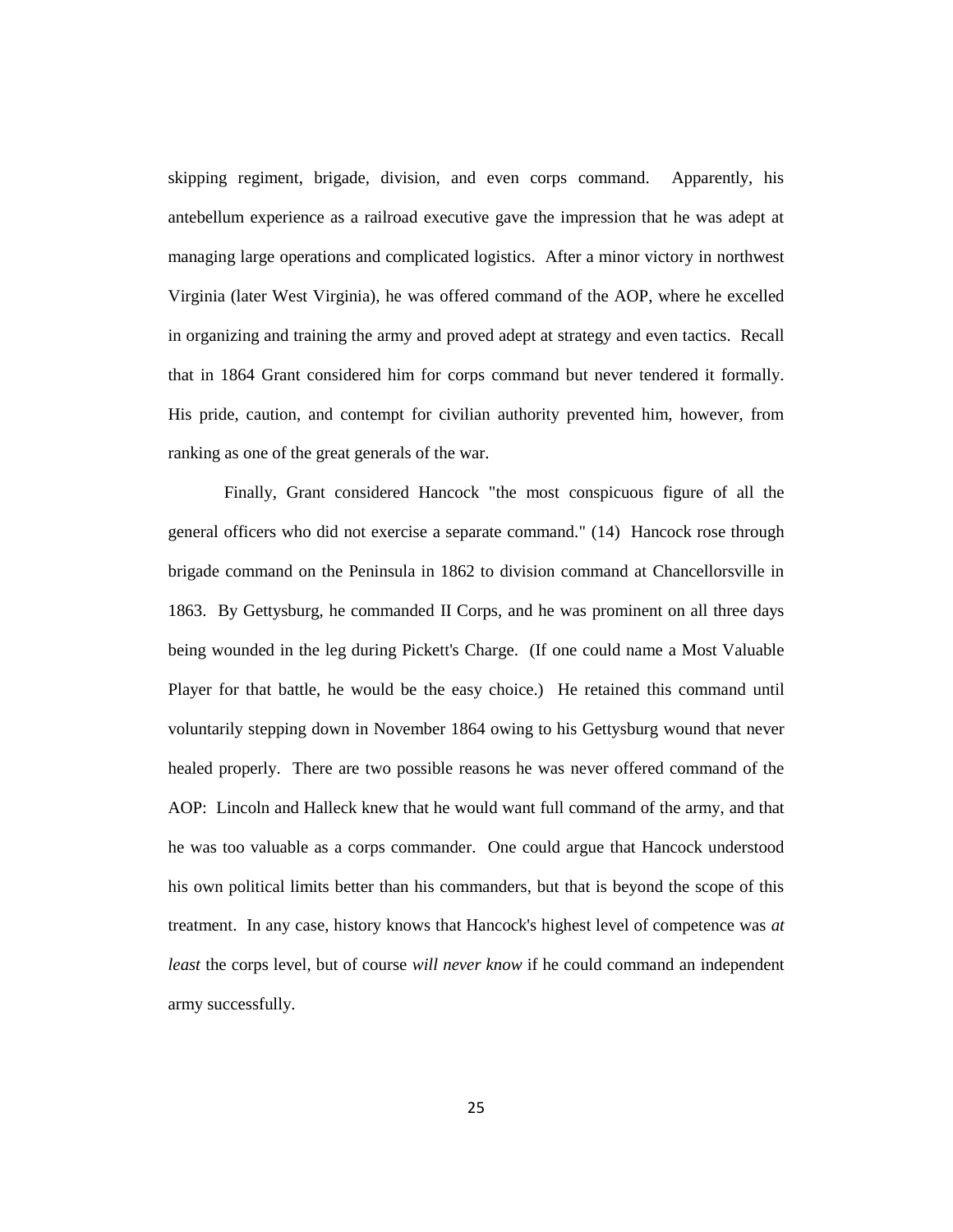skipping regiment, brigade, division, and even corps command. Apparently, his antebellum experience as a railroad executive gave the impression that he was adept at managing large operations and complicated logistics. After a minor victory in northwest Virginia (later West Virginia), he was offered command of the AOP, where he excelled in organizing and training the army and proved adept at strategy and even tactics. Recall that in 1864 Grant considered him for corps command but never tendered it formally. His pride, caution, and contempt for civilian authority prevented him, however, from ranking as one of the great generals of the war.

Finally, Grant considered Hancock "the most conspicuous figure of all the general officers who did not exercise a separate command." (14) Hancock rose through brigade command on the Peninsula in 1862 to division command at Chancellorsville in 1863. By Gettysburg, he commanded II Corps, and he was prominent on all three days being wounded in the leg during Pickett's Charge. (If one could name a Most Valuable Player for that battle, he would be the easy choice.) He retained this command until voluntarily stepping down in November 1864 owing to his Gettysburg wound that never healed properly. There are two possible reasons he was never offered command of the AOP: Lincoln and Halleck knew that he would want full command of the army, and that he was too valuable as a corps commander. One could argue that Hancock understood his own political limits better than his commanders, but that is beyond the scope of this treatment. In any case, history knows that Hancock's highest level of competence was *at least* the corps level, but of course *will never know* if he could command an independent army successfully.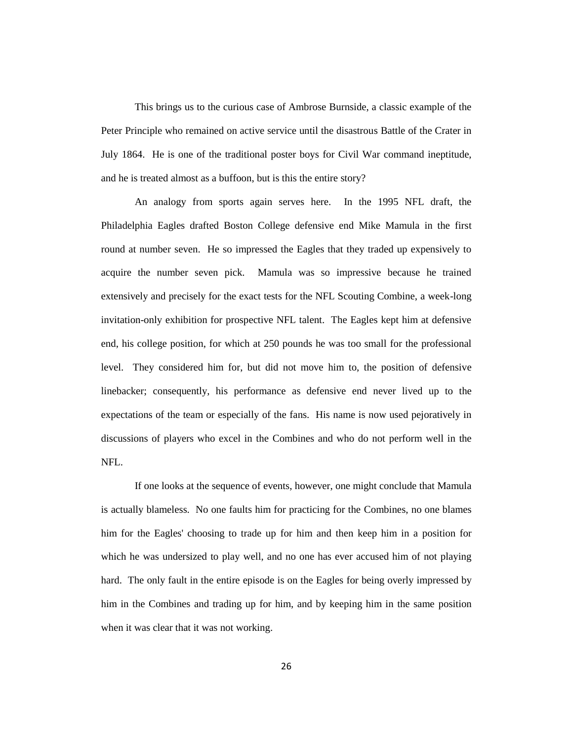This brings us to the curious case of Ambrose Burnside, a classic example of the Peter Principle who remained on active service until the disastrous Battle of the Crater in July 1864. He is one of the traditional poster boys for Civil War command ineptitude, and he is treated almost as a buffoon, but is this the entire story?

An analogy from sports again serves here. In the 1995 NFL draft, the Philadelphia Eagles drafted Boston College defensive end Mike Mamula in the first round at number seven. He so impressed the Eagles that they traded up expensively to acquire the number seven pick. Mamula was so impressive because he trained extensively and precisely for the exact tests for the NFL Scouting Combine, a week-long invitation-only exhibition for prospective NFL talent. The Eagles kept him at defensive end, his college position, for which at 250 pounds he was too small for the professional level. They considered him for, but did not move him to, the position of defensive linebacker; consequently, his performance as defensive end never lived up to the expectations of the team or especially of the fans. His name is now used pejoratively in discussions of players who excel in the Combines and who do not perform well in the NFL.

If one looks at the sequence of events, however, one might conclude that Mamula is actually blameless. No one faults him for practicing for the Combines, no one blames him for the Eagles' choosing to trade up for him and then keep him in a position for which he was undersized to play well, and no one has ever accused him of not playing hard. The only fault in the entire episode is on the Eagles for being overly impressed by him in the Combines and trading up for him, and by keeping him in the same position when it was clear that it was not working.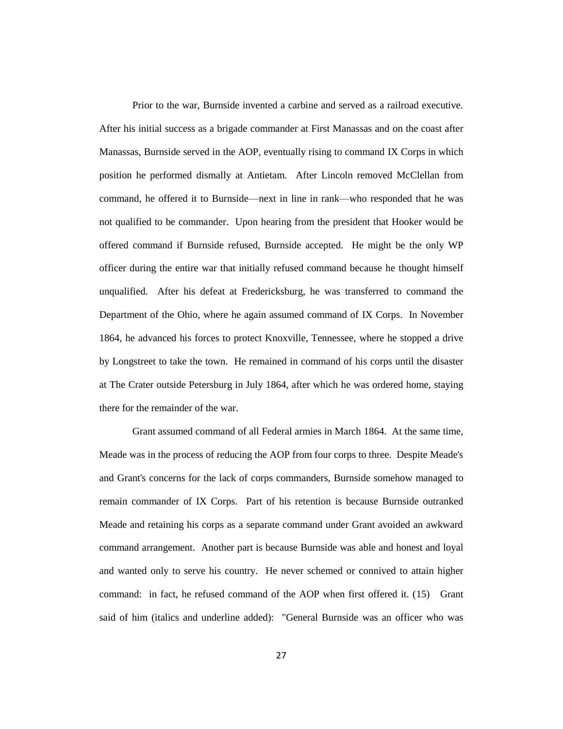Prior to the war, Burnside invented a carbine and served as a railroad executive. After his initial success as a brigade commander at First Manassas and on the coast after Manassas, Burnside served in the AOP, eventually rising to command IX Corps in which position he performed dismally at Antietam. After Lincoln removed McClellan from command, he offered it to Burnside—next in line in rank—who responded that he was not qualified to be commander. Upon hearing from the president that Hooker would be offered command if Burnside refused, Burnside accepted. He might be the only WP officer during the entire war that initially refused command because he thought himself unqualified. After his defeat at Fredericksburg, he was transferred to command the Department of the Ohio, where he again assumed command of IX Corps. In November 1864, he advanced his forces to protect Knoxville, Tennessee, where he stopped a drive by Longstreet to take the town. He remained in command of his corps until the disaster at The Crater outside Petersburg in July 1864, after which he was ordered home, staying there for the remainder of the war.

Grant assumed command of all Federal armies in March 1864. At the same time, Meade was in the process of reducing the AOP from four corps to three. Despite Meade's and Grant's concerns for the lack of corps commanders, Burnside somehow managed to remain commander of IX Corps. Part of his retention is because Burnside outranked Meade and retaining his corps as a separate command under Grant avoided an awkward command arrangement. Another part is because Burnside was able and honest and loyal and wanted only to serve his country. He never schemed or connived to attain higher command: in fact, he refused command of the AOP when first offered it. (15) Grant said of him (italics and underline added): "General Burnside was an officer who was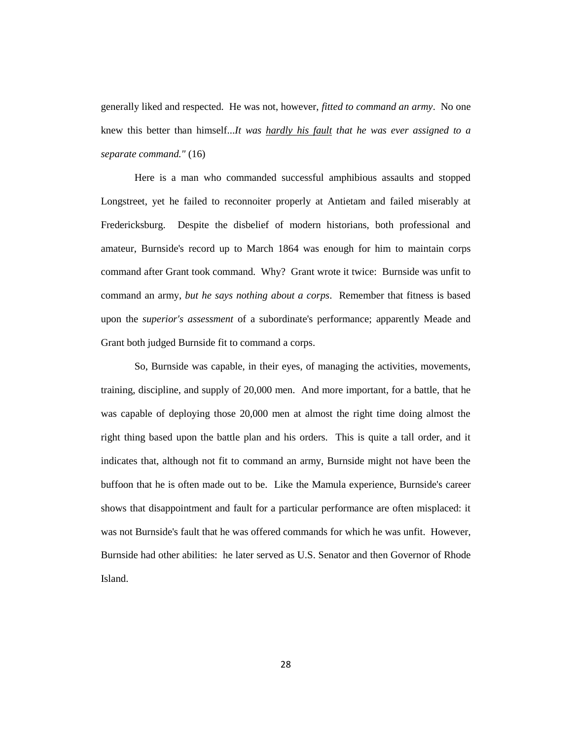generally liked and respected. He was not, however, *fitted to command an army*. No one knew this better than himself...*It was <u>hardly his fault</u> that he was ever assigned to a separate command."* (16)

Here is a man who commanded successful amphibious assaults and stopped Longstreet, yet he failed to reconnoiter properly at Antietam and failed miserably at Fredericksburg. Despite the disbelief of modern historians, both professional and amateur, Burnside's record up to March 1864 was enough for him to maintain corps command after Grant took command. Why? Grant wrote it twice: Burnside was unfit to command an army, *but he says nothing about a corps*. Remember that fitness is based upon the *superior's assessment* of a subordinate's performance; apparently Meade and Grant both judged Burnside fit to command a corps.

So, Burnside was capable, in their eyes, of managing the activities, movements, training, discipline, and supply of 20,000 men. And more important, for a battle, that he was capable of deploying those 20,000 men at almost the right time doing almost the right thing based upon the battle plan and his orders. This is quite a tall order, and it indicates that, although not fit to command an army, Burnside might not have been the buffoon that he is often made out to be. Like the Mamula experience, Burnside's career shows that disappointment and fault for a particular performance are often misplaced: it was not Burnside's fault that he was offered commands for which he was unfit. However, Burnside had other abilities: he later served as U.S. Senator and then Governor of Rhode Island.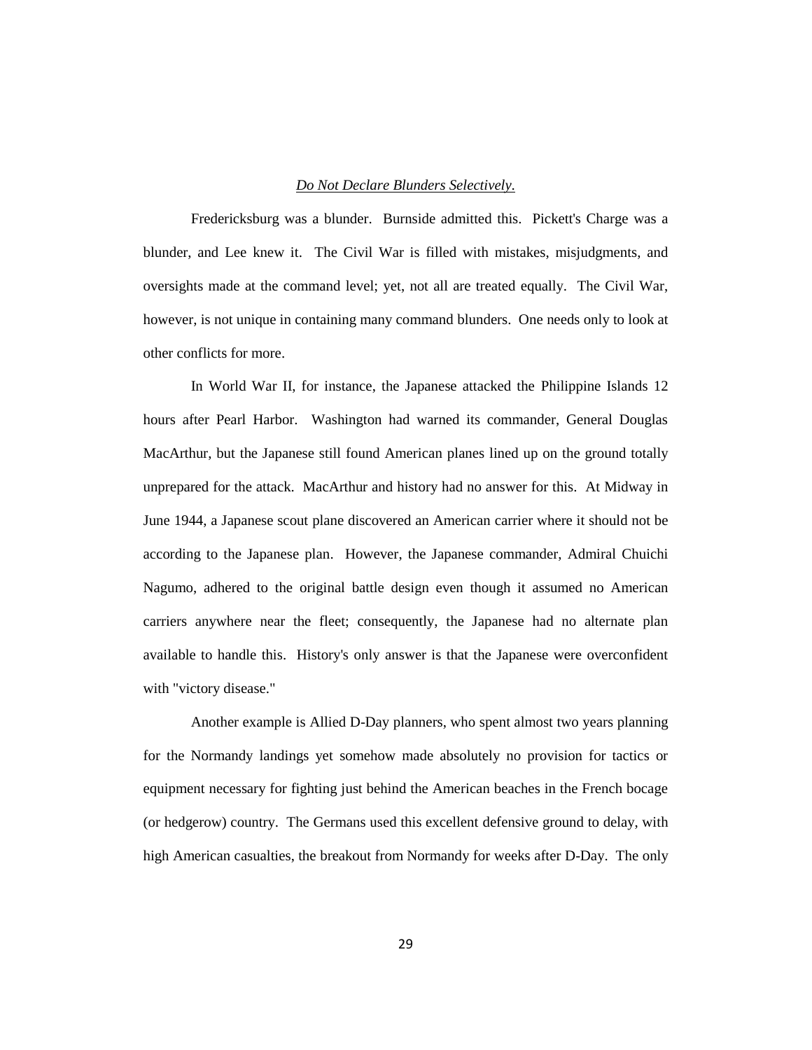*Do Not Declare Blunders Selectively.*

Fredericksburg was a blunder. Burnside admitted this. Pickett's Charge was a blunder, and Lee knew it. The Civil War is filled with mistakes, misjudgments, and oversights made at the command level; yet, not all are treated equally. The Civil War, however, is not unique in containing many command blunders. One needs only to look at other conflicts for more.

In World War II, for instance, the Japanese attacked the Philippine Islands 12 hours after Pearl Harbor. Washington had warned its commander, General Douglas MacArthur, but the Japanese still found American planes lined up on the ground totally unprepared for the attack. MacArthur and history had no answer for this. At Midway in June 1944, a Japanese scout plane discovered an American carrier where it should not be according to the Japanese plan. However, the Japanese commander, Admiral Chuichi Nagumo, adhered to the original battle design even though it assumed no American carriers anywhere near the fleet; consequently, the Japanese had no alternate plan available to handle this. History's only answer is that the Japanese were overconfident with "victory disease."

Another example is Allied D-Day planners, who spent almost two years planning for the Normandy landings yet somehow made absolutely no provision for tactics or equipment necessary for fighting just behind the American beaches in the French bocage (or hedgerow) country. The Germans used this excellent defensive ground to delay, with high American casualties, the breakout from Normandy for weeks after D-Day. The only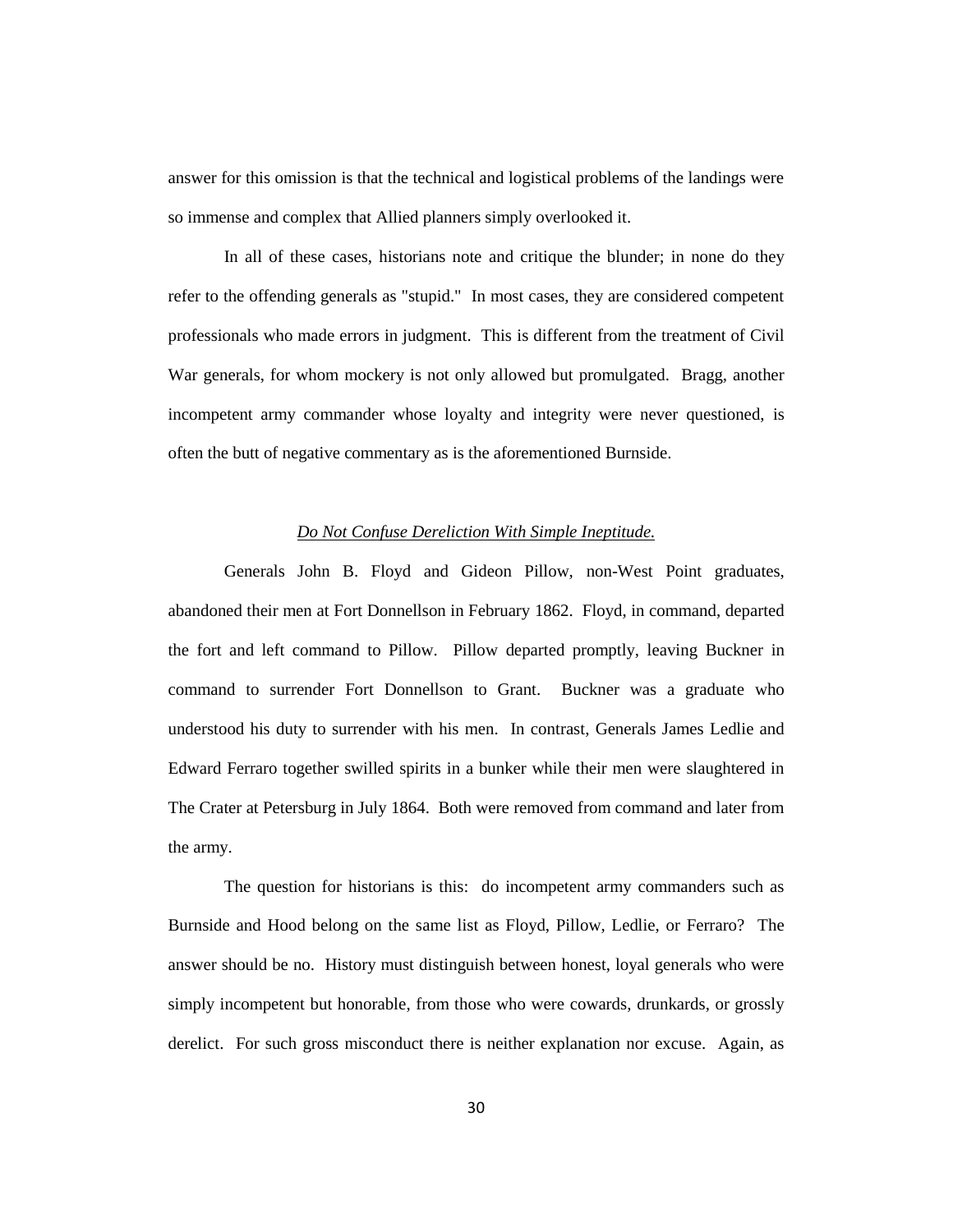answer for this omission is that the technical and logistical problems of the landings were so immense and complex that Allied planners simply overlooked it.

In all of these cases, historians note and critique the blunder; in none do they refer to the offending generals as "stupid." In most cases, they are considered competent professionals who made errors in judgment. This is different from the treatment of Civil War generals, for whom mockery is not only allowed but promulgated. Bragg, another incompetent army commander whose loyalty and integrity were never questioned, is often the butt of negative commentary as is the aforementioned Burnside.

*Do Not Confuse Dereliction With Simple Ineptitude.*

Generals John B. Floyd and Gideon Pillow, non-West Point graduates, abandoned their men at Fort Donnellson in February 1862. Floyd, in command, departed the fort and left command to Pillow. Pillow departed promptly, leaving Buckner in command to surrender Fort Donnellson to Grant. Buckner was a graduate who understood his duty to surrender with his men. In contrast, Generals James Ledlie and Edward Ferraro together swilled spirits in a bunker while their men were slaughtered in The Crater at Petersburg in July 1864. Both were removed from command and later from the army.

The question for historians is this: do incompetent army commanders such as Burnside and Hood belong on the same list as Floyd, Pillow, Ledlie, or Ferraro? The answer should be no. History must distinguish between honest, loyal generals who were simply incompetent but honorable, from those who were cowards, drunkards, or grossly derelict. For such gross misconduct there is neither explanation nor excuse. Again, as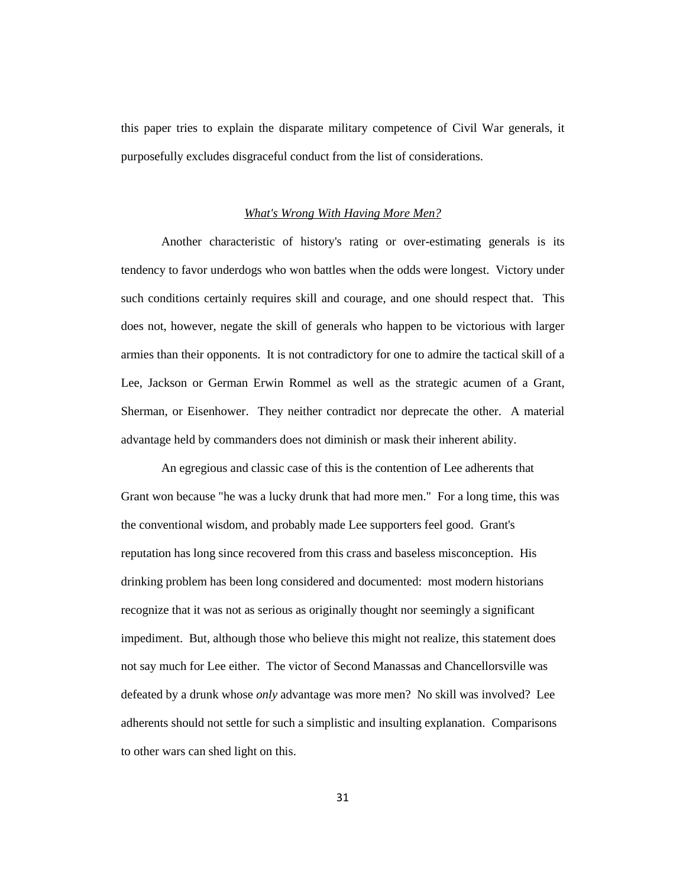this paper tries to explain the disparate military competence of Civil War generals, it purposefully excludes disgraceful conduct from the list of considerations.

## *What's Wrong With Having More Men?*

Another characteristic of history's rating or over-estimating generals is its tendency to favor underdogs who won battles when the odds were longest. Victory under such conditions certainly requires skill and courage, and one should respect that. This does not, however, negate the skill of generals who happen to be victorious with larger armies than their opponents. It is not contradictory for one to admire the tactical skill of a Lee, Jackson or German Erwin Rommel as well as the strategic acumen of a Grant, Sherman, or Eisenhower. They neither contradict nor deprecate the other. A material advantage held by commanders does not diminish or mask their inherent ability.

An egregious and classic case of this is the contention of Lee adherents that Grant won because "he was a lucky drunk that had more men." For a long time, this was the conventional wisdom, and probably made Lee supporters feel good. Grant's reputation has long since recovered from this crass and baseless misconception. His drinking problem has been long considered and documented: most modern historians recognize that it was not as serious as originally thought nor seemingly a significant impediment. But, although those who believe this might not realize, this statement does not say much for Lee either. The victor of Second Manassas and Chancellorsville was defeated by a drunk whose *only* advantage was more men? No skill was involved? Lee adherents should not settle for such a simplistic and insulting explanation. Comparisons to other wars can shed light on this.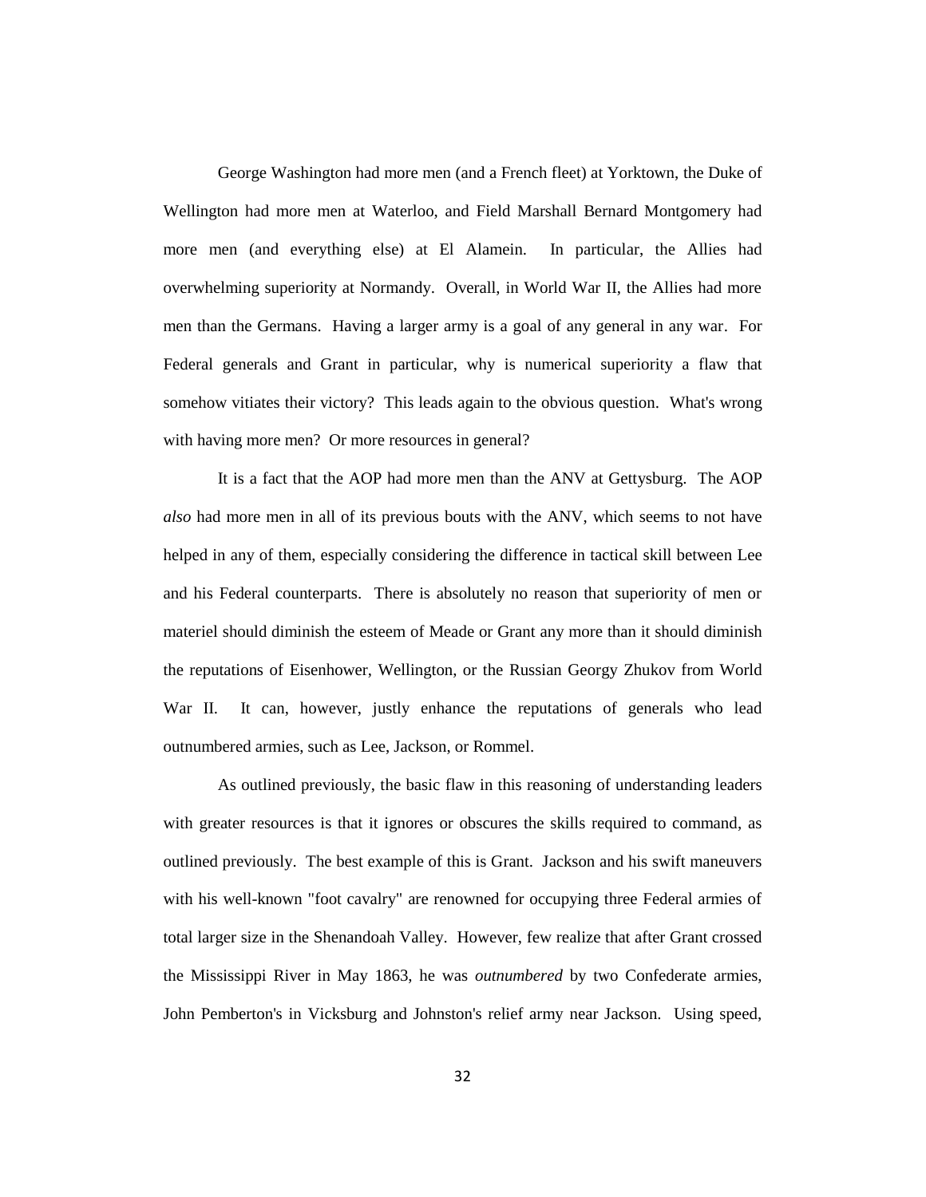George Washington had more men (and a French fleet) at Yorktown, the Duke of Wellington had more men at Waterloo, and Field Marshall Bernard Montgomery had more men (and everything else) at El Alamein. In particular, the Allies had overwhelming superiority at Normandy. Overall, in World War II, the Allies had more men than the Germans. Having a larger army is a goal of any general in any war. For Federal generals and Grant in particular, why is numerical superiority a flaw that somehow vitiates their victory? This leads again to the obvious question. What's wrong with having more men? Or more resources in general?

It is a fact that the AOP had more men than the ANV at Gettysburg. The AOP *also* had more men in all of its previous bouts with the ANV, which seems to not have helped in any of them, especially considering the difference in tactical skill between Lee and his Federal counterparts. There is absolutely no reason that superiority of men or materiel should diminish the esteem of Meade or Grant any more than it should diminish the reputations of Eisenhower, Wellington, or the Russian Georgy Zhukov from World War II. It can, however, justly enhance the reputations of generals who lead outnumbered armies, such as Lee, Jackson, or Rommel.

As outlined previously, the basic flaw in this reasoning of understanding leaders with greater resources is that it ignores or obscures the skills required to command, as outlined previously. The best example of this is Grant. Jackson and his swift maneuvers with his well-known "foot cavalry" are renowned for occupying three Federal armies of total larger size in the Shenandoah Valley. However, few realize that after Grant crossed the Mississippi River in May 1863, he was *outnumbered* by two Confederate armies, John Pemberton's in Vicksburg and Johnston's relief army near Jackson. Using speed,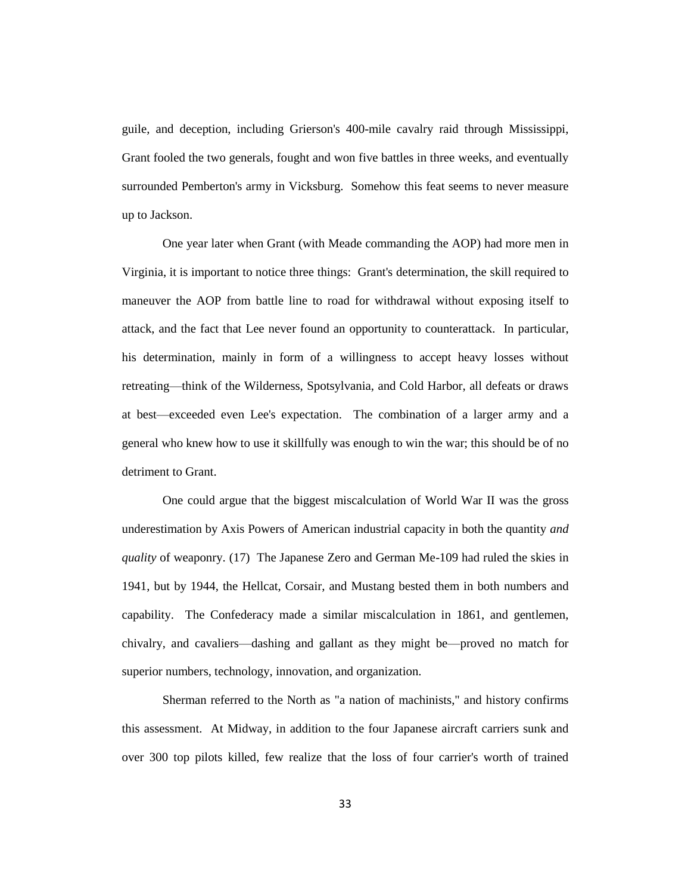guile, and deception, including Grierson's 400-mile cavalry raid through Mississippi, Grant fooled the two generals, fought and won five battles in three weeks, and eventually surrounded Pemberton's army in Vicksburg. Somehow this feat seems to never measure up to Jackson.

One year later when Grant (with Meade commanding the AOP) had more men in Virginia, it is important to notice three things: Grant's determination, the skill required to maneuver the AOP from battle line to road for withdrawal without exposing itself to attack, and the fact that Lee never found an opportunity to counterattack. In particular, his determination, mainly in form of a willingness to accept heavy losses without retreating—think of the Wilderness, Spotsylvania, and Cold Harbor, all defeats or draws at best—exceeded even Lee's expectation. The combination of a larger army and a general who knew how to use it skillfully was enough to win the war; this should be of no detriment to Grant.

One could argue that the biggest miscalculation of World War II was the gross underestimation by Axis Powers of American industrial capacity in both the quantity *and quality* of weaponry. (17) The Japanese Zero and German Me-109 had ruled the skies in 1941, but by 1944, the Hellcat, Corsair, and Mustang bested them in both numbers and capability. The Confederacy made a similar miscalculation in 1861, and gentlemen, chivalry, and cavaliers—dashing and gallant as they might be—proved no match for superior numbers, technology, innovation, and organization.

Sherman referred to the North as "a nation of machinists," and history confirms this assessment. At Midway, in addition to the four Japanese aircraft carriers sunk and over 300 top pilots killed, few realize that the loss of four carrier's worth of trained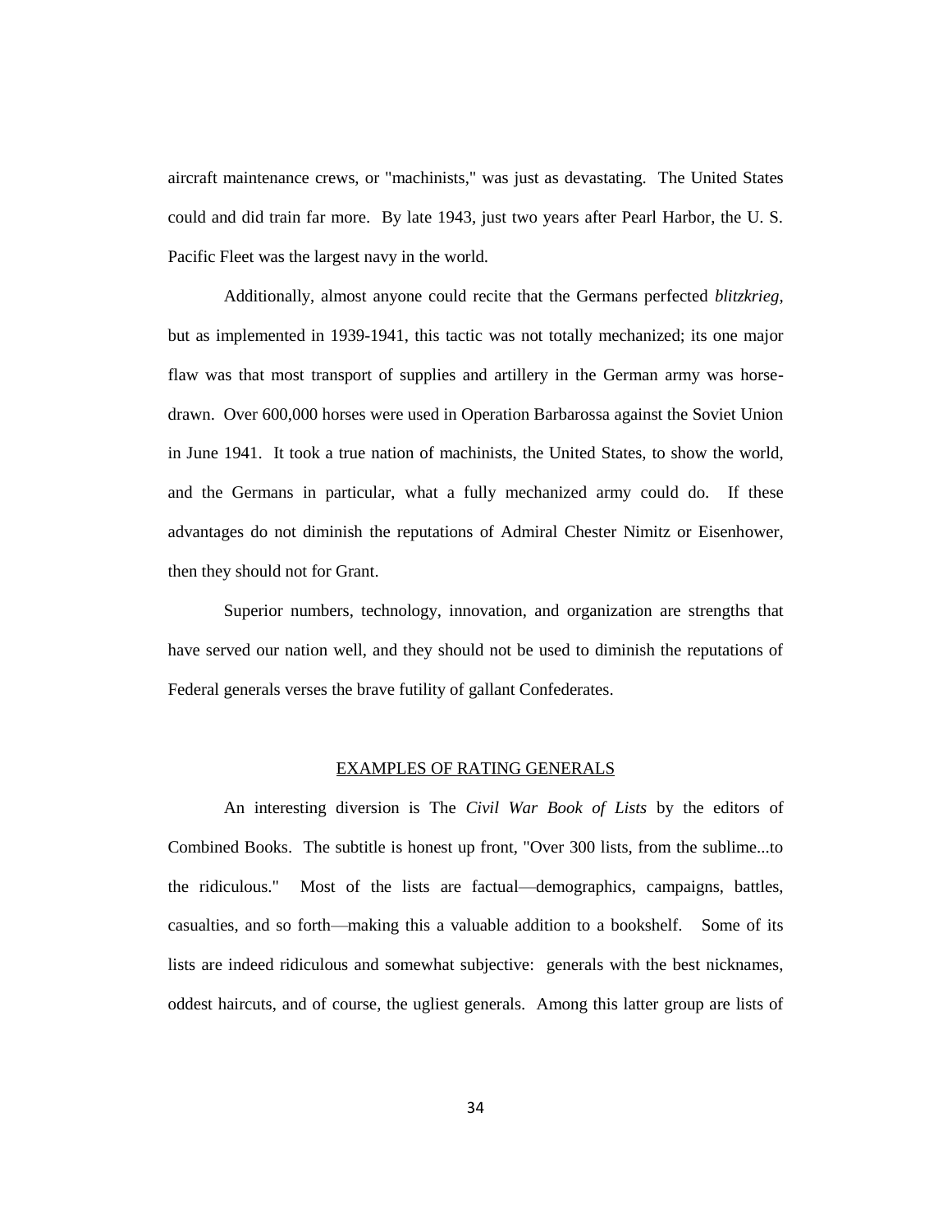aircraft maintenance crews, or "machinists," was just as devastating. The United States could and did train far more. By late 1943, just two years after Pearl Harbor, the U. S. Pacific Fleet was the largest navy in the world.

Additionally, almost anyone could recite that the Germans perfected *blitzkrieg*, but as implemented in 1939-1941, this tactic was not totally mechanized; its one major flaw was that most transport of supplies and artillery in the German army was horse-drawn. Over 600,000 horses were used in Operation Barbarossa against the Soviet Union in June 1941. It took a true nation of machinists, the United States, to show the world, and the Germans in particular, what a fully mechanized army could do. If these advantages do not diminish the reputations of Admiral Chester Nimitz or Eisenhower, then they should not for Grant.

Superior numbers, technology, innovation, and organization are strengths that have served our nation well, and they should not be used to diminish the reputations of Federal generals verses the brave futility of gallant Confederates.

## EXAMPLES OF RATING GENERALS

An interesting diversion is The *Civil War Book of Lists* by the editors of Combined Books. The subtitle is honest up front, "Over 300 lists, from the sublime...to the ridiculous." Most of the lists are factual—demographics, campaigns, battles, casualties, and so forth—making this a valuable addition to a bookshelf. Some of its lists are indeed ridiculous and somewhat subjective: generals with the best nicknames, oddest haircuts, and of course, the ugliest generals. Among this latter group are lists of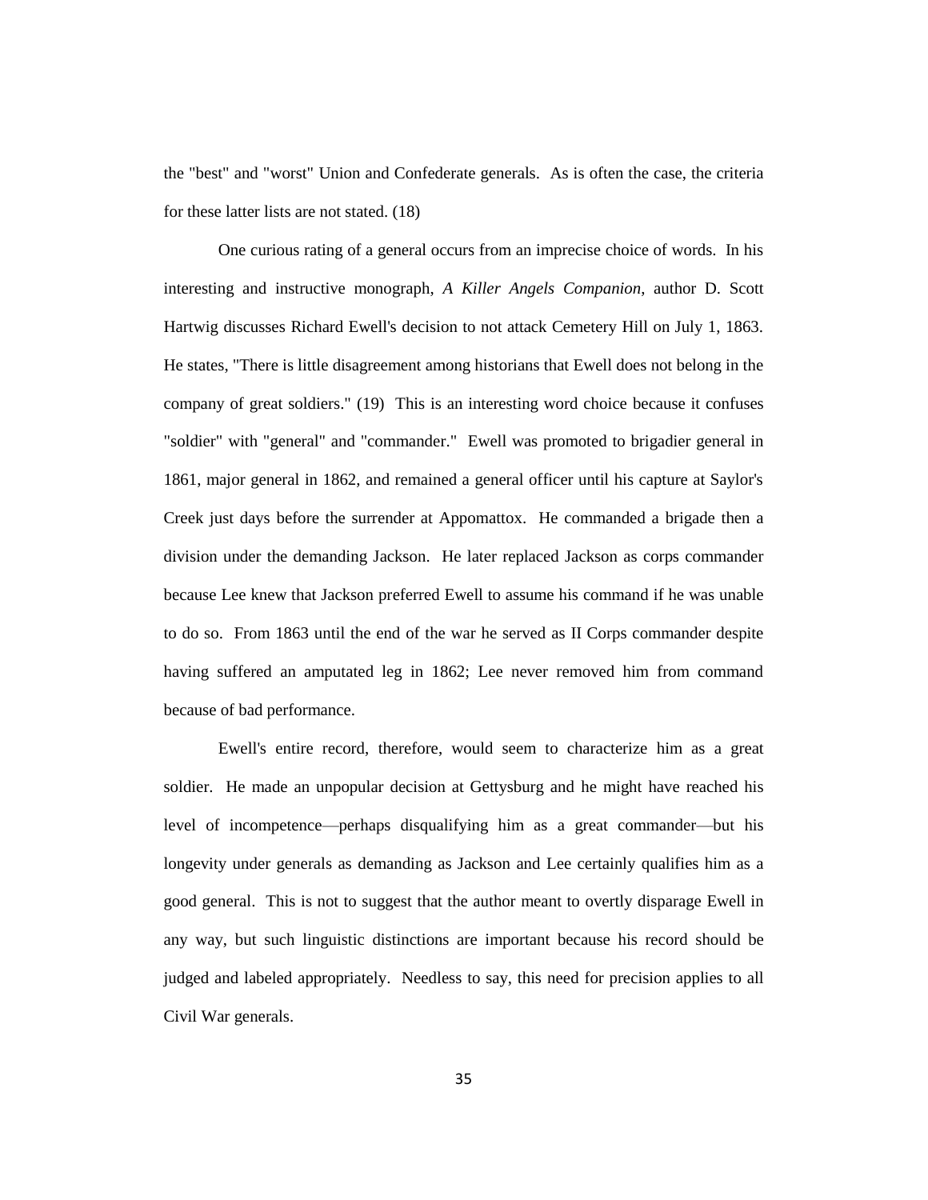the "best" and "worst" Union and Confederate generals. As is often the case, the criteria for these latter lists are not stated. (18)

One curious rating of a general occurs from an imprecise choice of words. In his interesting and instructive monograph, *A Killer Angels Companion*, author D. Scott Hartwig discusses Richard Ewell's decision to not attack Cemetery Hill on July 1, 1863. He states, "There is little disagreement among historians that Ewell does not belong in the company of great soldiers." (19) This is an interesting word choice because it confuses "soldier" with "general" and "commander." Ewell was promoted to brigadier general in 1861, major general in 1862, and remained a general officer until his capture at Saylor's Creek just days before the surrender at Appomattox. He commanded a brigade then a division under the demanding Jackson. He later replaced Jackson as corps commander because Lee knew that Jackson preferred Ewell to assume his command if he was unable to do so. From 1863 until the end of the war he served as II Corps commander despite having suffered an amputated leg in 1862; Lee never removed him from command because of bad performance.

Ewell's entire record, therefore, would seem to characterize him as a great soldier. He made an unpopular decision at Gettysburg and he might have reached his level of incompetence—perhaps disqualifying him as a great commander—but his longevity under generals as demanding as Jackson and Lee certainly qualifies him as a good general. This is not to suggest that the author meant to overtly disparage Ewell in any way, but such linguistic distinctions are important because his record should be judged and labeled appropriately. Needless to say, this need for precision applies to all Civil War generals.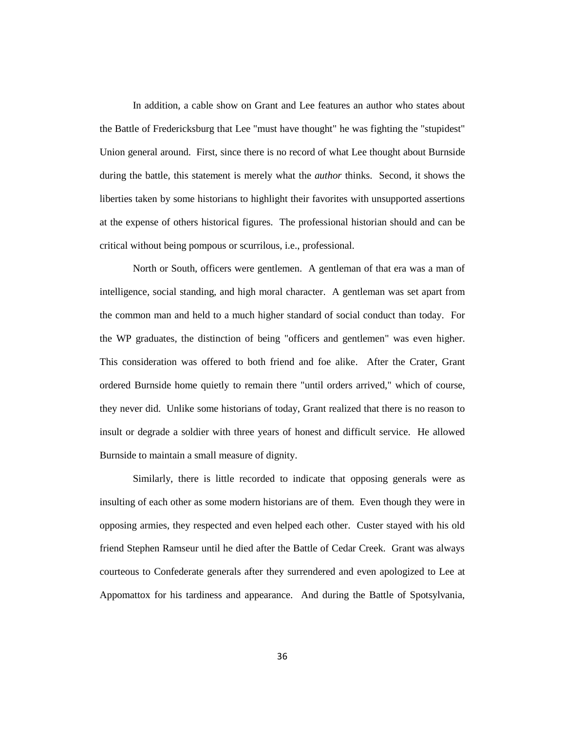In addition, a cable show on Grant and Lee features an author who states about the Battle of Fredericksburg that Lee "must have thought" he was fighting the "stupidest" Union general around. First, since there is no record of what Lee thought about Burnside during the battle, this statement is merely what the *author* thinks. Second, it shows the liberties taken by some historians to highlight their favorites with unsupported assertions at the expense of others historical figures. The professional historian should and can be critical without being pompous or scurrilous, i.e., professional.

North or South, officers were gentlemen. A gentleman of that era was a man of intelligence, social standing, and high moral character. A gentleman was set apart from the common man and held to a much higher standard of social conduct than today. For the WP graduates, the distinction of being "officers and gentlemen" was even higher. This consideration was offered to both friend and foe alike. After the Crater, Grant ordered Burnside home quietly to remain there "until orders arrived," which of course, they never did. Unlike some historians of today, Grant realized that there is no reason to insult or degrade a soldier with three years of honest and difficult service. He allowed Burnside to maintain a small measure of dignity.

Similarly, there is little recorded to indicate that opposing generals were as insulting of each other as some modern historians are of them. Even though they were in opposing armies, they respected and even helped each other. Custer stayed with his old friend Stephen Ramseur until he died after the Battle of Cedar Creek. Grant was always courteous to Confederate generals after they surrendered and even apologized to Lee at Appomattox for his tardiness and appearance. And during the Battle of Spotsylvania,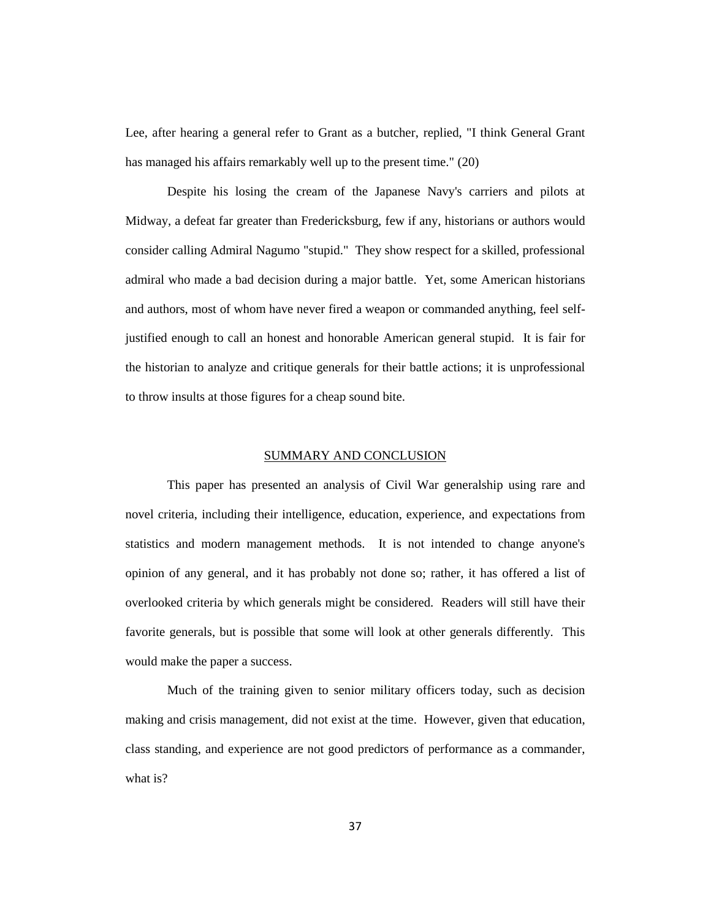Lee, after hearing a general refer to Grant as a butcher, replied, "I think General Grant has managed his affairs remarkably well up to the present time." (20)

Despite his losing the cream of the Japanese Navy's carriers and pilots at Midway, a defeat far greater than Fredericksburg, few if any, historians or authors would consider calling Admiral Nagumo "stupid." They show respect for a skilled, professional admiral who made a bad decision during a major battle. Yet, some American historians and authors, most of whom have never fired a weapon or commanded anything, feel self-justified enough to call an honest and honorable American general stupid. It is fair for the historian to analyze and critique generals for their battle actions; it is unprofessional to throw insults at those figures for a cheap sound bite.

## SUMMARY AND CONCLUSION

This paper has presented an analysis of Civil War generalship using rare and novel criteria, including their intelligence, education, experience, and expectations from statistics and modern management methods. It is not intended to change anyone's opinion of any general, and it has probably not done so; rather, it has offered a list of overlooked criteria by which generals might be considered. Readers will still have their favorite generals, but is possible that some will look at other generals differently. This would make the paper a success.

Much of the training given to senior military officers today, such as decision making and crisis management, did not exist at the time. However, given that education, class standing, and experience are not good predictors of performance as a commander, what is?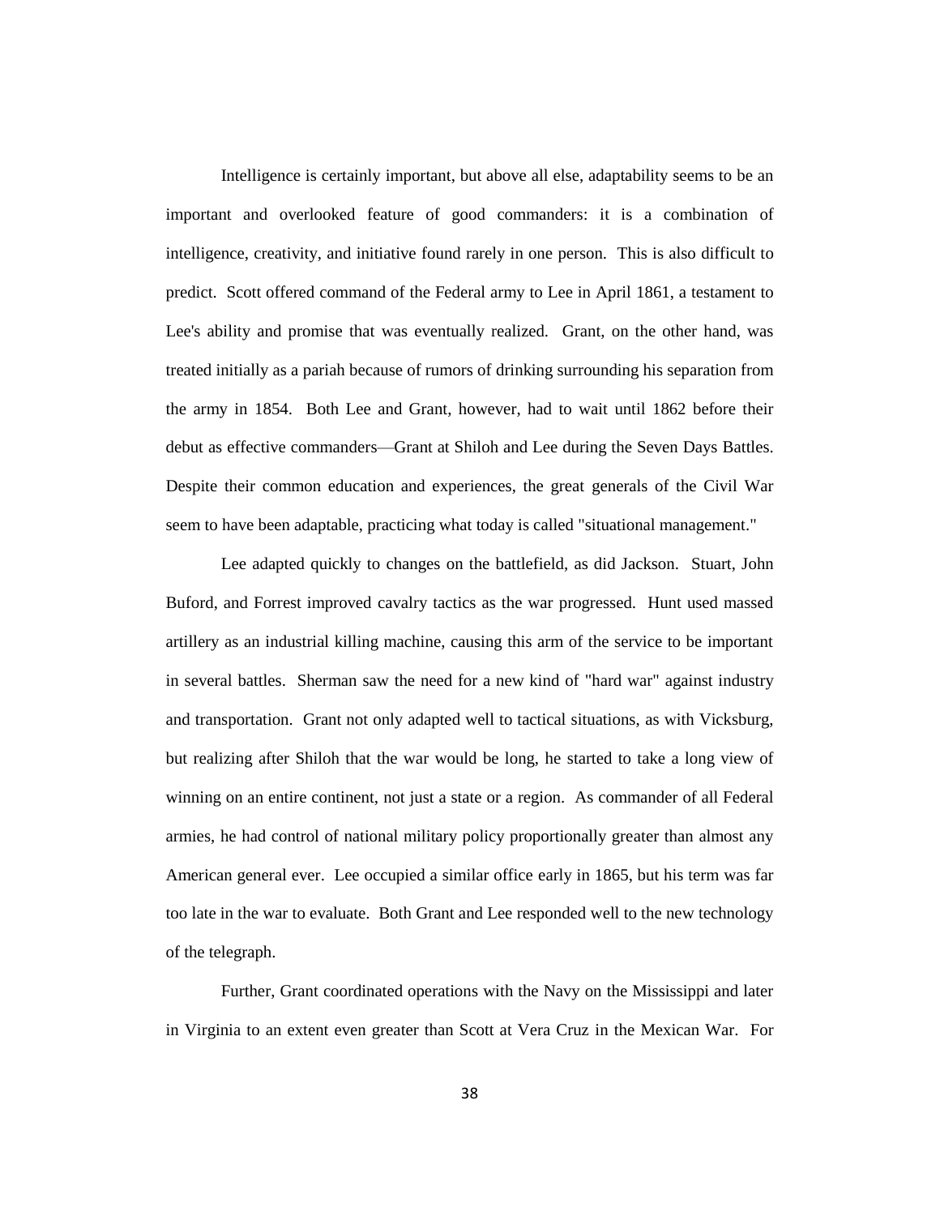Intelligence is certainly important, but above all else, adaptability seems to be an important and overlooked feature of good commanders: it is a combination of intelligence, creativity, and initiative found rarely in one person. This is also difficult to predict. Scott offered command of the Federal army to Lee in April 1861, a testament to Lee's ability and promise that was eventually realized. Grant, on the other hand, was treated initially as a pariah because of rumors of drinking surrounding his separation from the army in 1854. Both Lee and Grant, however, had to wait until 1862 before their debut as effective commanders—Grant at Shiloh and Lee during the Seven Days Battles. Despite their common education and experiences, the great generals of the Civil War seem to have been adaptable, practicing what today is called "situational management."

Lee adapted quickly to changes on the battlefield, as did Jackson. Stuart, John Buford, and Forrest improved cavalry tactics as the war progressed. Hunt used massed artillery as an industrial killing machine, causing this arm of the service to be important in several battles. Sherman saw the need for a new kind of "hard war" against industry and transportation. Grant not only adapted well to tactical situations, as with Vicksburg, but realizing after Shiloh that the war would be long, he started to take a long view of winning on an entire continent, not just a state or a region. As commander of all Federal armies, he had control of national military policy proportionally greater than almost any American general ever. Lee occupied a similar office early in 1865, but his term was far too late in the war to evaluate. Both Grant and Lee responded well to the new technology of the telegraph.

Further, Grant coordinated operations with the Navy on the Mississippi and later in Virginia to an extent even greater than Scott at Vera Cruz in the Mexican War. For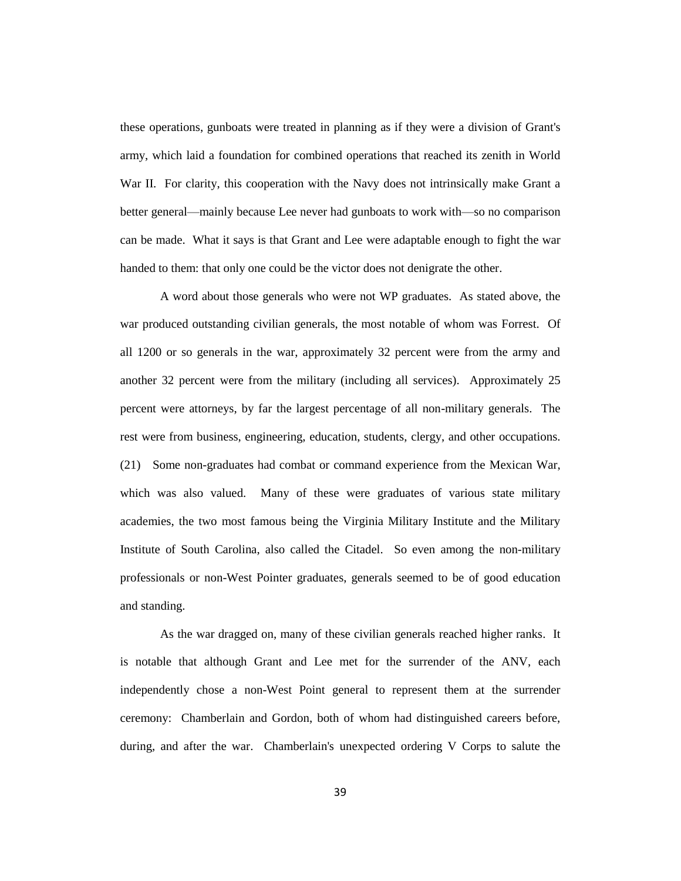these operations, gunboats were treated in planning as if they were a division of Grant's army, which laid a foundation for combined operations that reached its zenith in World War II. For clarity, this cooperation with the Navy does not intrinsically make Grant a better general—mainly because Lee never had gunboats to work with—so no comparison can be made. What it says is that Grant and Lee were adaptable enough to fight the war handed to them: that only one could be the victor does not denigrate the other.

A word about those generals who were not WP graduates. As stated above, the war produced outstanding civilian generals, the most notable of whom was Forrest. Of all 1200 or so generals in the war, approximately 32 percent were from the army and another 32 percent were from the military (including all services). Approximately 25 percent were attorneys, by far the largest percentage of all non-military generals. The rest were from business, engineering, education, students, clergy, and other occupations. (21) Some non-graduates had combat or command experience from the Mexican War, which was also valued. Many of these were graduates of various state military academies, the two most famous being the Virginia Military Institute and the Military Institute of South Carolina, also called the Citadel. So even among the non-military professionals or non-West Pointer graduates, generals seemed to be of good education and standing.

As the war dragged on, many of these civilian generals reached higher ranks. It is notable that although Grant and Lee met for the surrender of the ANV, each independently chose a non-West Point general to represent them at the surrender ceremony: Chamberlain and Gordon, both of whom had distinguished careers before, during, and after the war. Chamberlain's unexpected ordering V Corps to salute the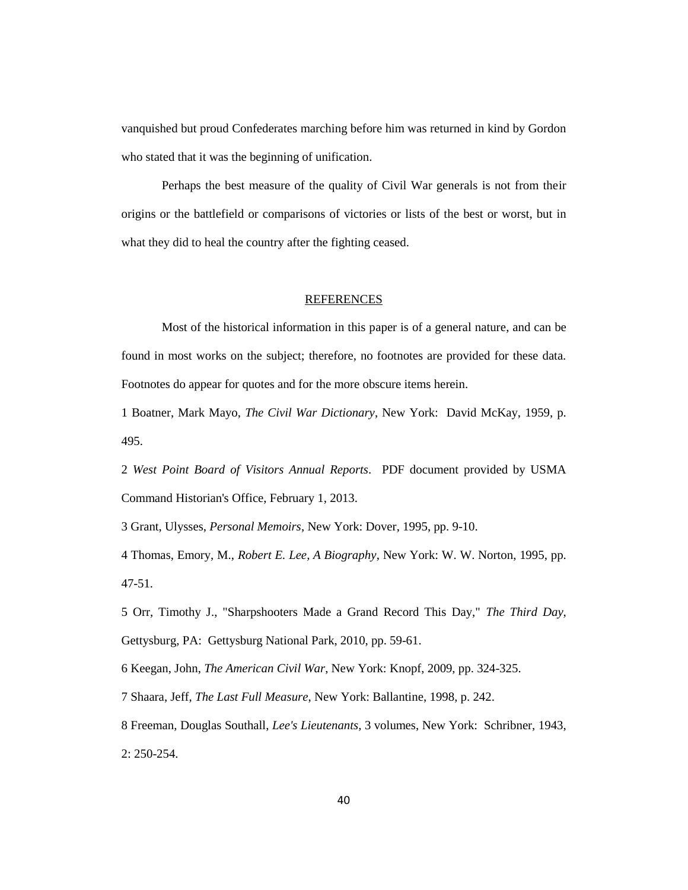vanquished but proud Confederates marching before him was returned in kind by Gordon who stated that it was the beginning of unification.

Perhaps the best measure of the quality of Civil War generals is not from their origins or the battlefield or comparisons of victories or lists of the best or worst, but in what they did to heal the country after the fighting ceased.

## REFERENCES

Most of the historical information in this paper is of a general nature, and can be found in most works on the subject; therefore, no footnotes are provided for these data. Footnotes do appear for quotes and for the more obscure items herein.

1 Boatner, Mark Mayo, *The Civil War Dictionary*, New York: David McKay, 1959, p. 495.

2 *West Point Board of Visitors Annual Reports*. PDF document provided by USMA Command Historian's Office, February 1, 2013.

3 Grant, Ulysses, *Personal Memoirs*, New York: Dover, 1995, pp. 9-10.

4 Thomas, Emory, M., *Robert E. Lee, A Biography*, New York: W. W. Norton, 1995, pp. 47-51.

5 Orr, Timothy J., "Sharpshooters Made a Grand Record This Day," *The Third Day*, Gettysburg, PA: Gettysburg National Park, 2010, pp. 59-61.

6 Keegan, John, *The American Civil War*, New York: Knopf, 2009, pp. 324-325.

7 Shaara, Jeff, *The Last Full Measure*, New York: Ballantine, 1998, p. 242.

8 Freeman, Douglas Southall, *Lee's Lieutenants*, 3 volumes, New York: Schribner, 1943, 2: 250-254.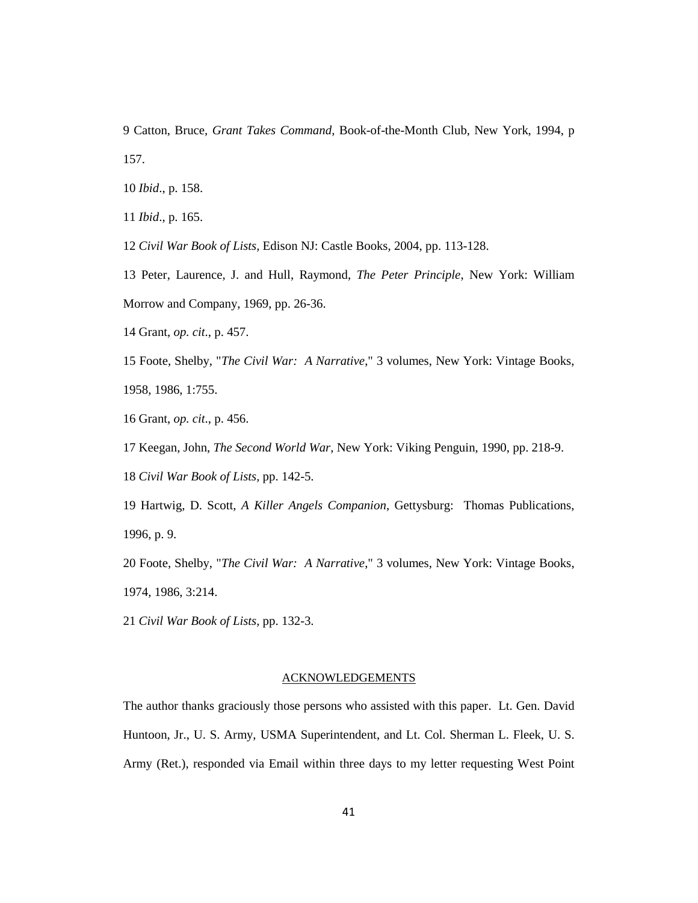9 Catton, Bruce, *Grant Takes Command*, Book-of-the-Month Club, New York, 1994, p 157.

10 *Ibid*., p. 158.

11 *Ibid*., p. 165.

12 *Civil War Book of Lists,* Edison NJ: Castle Books, 2004, pp. 113-128.

13 Peter, Laurence, J. and Hull, Raymond, *The Peter Principle*, New York: William Morrow and Company, 1969, pp. 26-36.

14 Grant, *op. cit*., p. 457.

15 Foote, Shelby, "*The Civil War: A Narrative*," 3 volumes, New York: Vintage Books, 1958, 1986, 1:755.

16 Grant, *op. cit*., p. 456.

17 Keegan, John, *The Second World War*, New York: Viking Penguin, 1990, pp. 218-9.

18 *Civil War Book of Lists,* pp. 142-5.

19 Hartwig, D. Scott, *A Killer Angels Companion*, Gettysburg: Thomas Publications, 1996, p. 9.

20 Foote, Shelby, "*The Civil War: A Narrative*," 3 volumes, New York: Vintage Books, 1974, 1986, 3:214.

21 *Civil War Book of Lists,* pp. 132-3.

## ACKNOWLEDGEMENTS

The author thanks graciously those persons who assisted with this paper. Lt. Gen. David Huntoon, Jr., U. S. Army, USMA Superintendent, and Lt. Col. Sherman L. Fleek, U. S. Army (Ret.), responded via Email within three days to my letter requesting West Point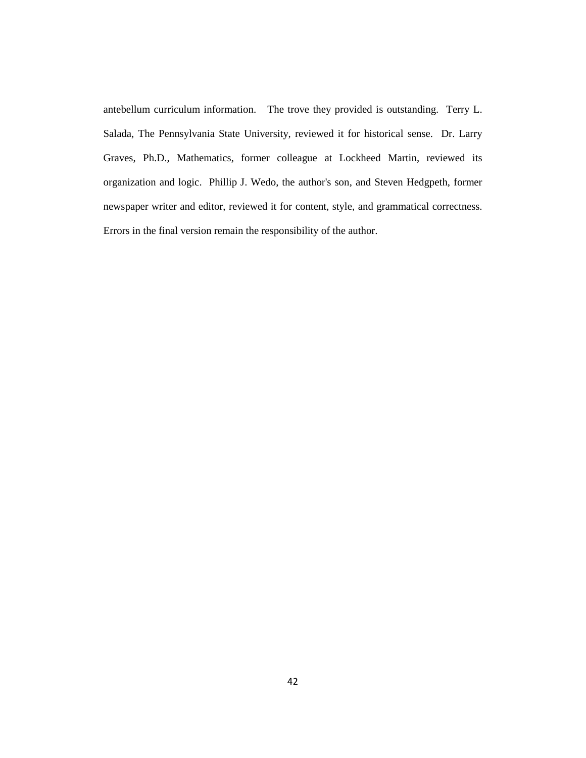antebellum curriculum information. The trove they provided is outstanding. Terry L. Salada, The Pennsylvania State University, reviewed it for historical sense. Dr. Larry Graves, Ph.D., Mathematics, former colleague at Lockheed Martin, reviewed its organization and logic. Phillip J. Wedo, the author's son, and Steven Hedgpeth, former newspaper writer and editor, reviewed it for content, style, and grammatical correctness. Errors in the final version remain the responsibility of the author.